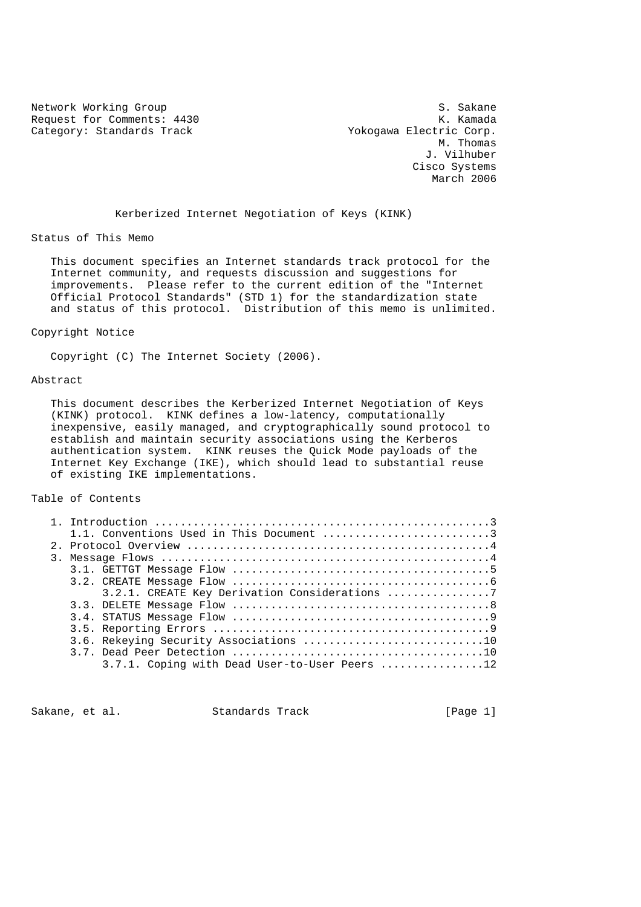Network Working Group S. Sakane
Request for Comments: 4430 K. Kamada
Category: Standards Track Yokogawa Electric Corp.
M. Thomas
J. Vilhuber
Cisco Systems
March 2006

# Kerberized Internet Negotiation of Keys (KINK)

## Status of This Memo

This document specifies an Internet standards track protocol for the Internet community, and requests discussion and suggestions for improvements. Please refer to the current edition of the "Internet Official Protocol Standards" (STD 1) for the standardization state and status of this protocol. Distribution of this memo is unlimited.

## Copyright Notice

Copyright (C) The Internet Society (2006).

## Abstract

This document describes the Kerberized Internet Negotiation of Keys (KINK) protocol. KINK defines a low-latency, computationally inexpensive, easily managed, and cryptographically sound protocol to establish and maintain security associations using the Kerberos authentication system. KINK reuses the Quick Mode payloads of the Internet Key Exchange (IKE), which should lead to substantial reuse of existing IKE implementations.

## Table of Contents

```
   1. Introduction ....................................................3
      1.1. Conventions Used in This Document ..........................3
   2. Protocol Overview ...............................................4
   3. Message Flows ...................................................4
      3.1. GETTGT Message Flow ........................................5
      3.2. CREATE Message Flow ........................................6
           3.2.1. CREATE Key Derivation Considerations ................7
      3.3. DELETE Message Flow ........................................8
      3.4. STATUS Message Flow ........................................9
      3.5. Reporting Errors ...........................................9
      3.6. Rekeying Security Associations ............................10
      3.7. Dead Peer Detection .......................................10
           3.7.1. Coping with Dead User-to-User Peers ................12
```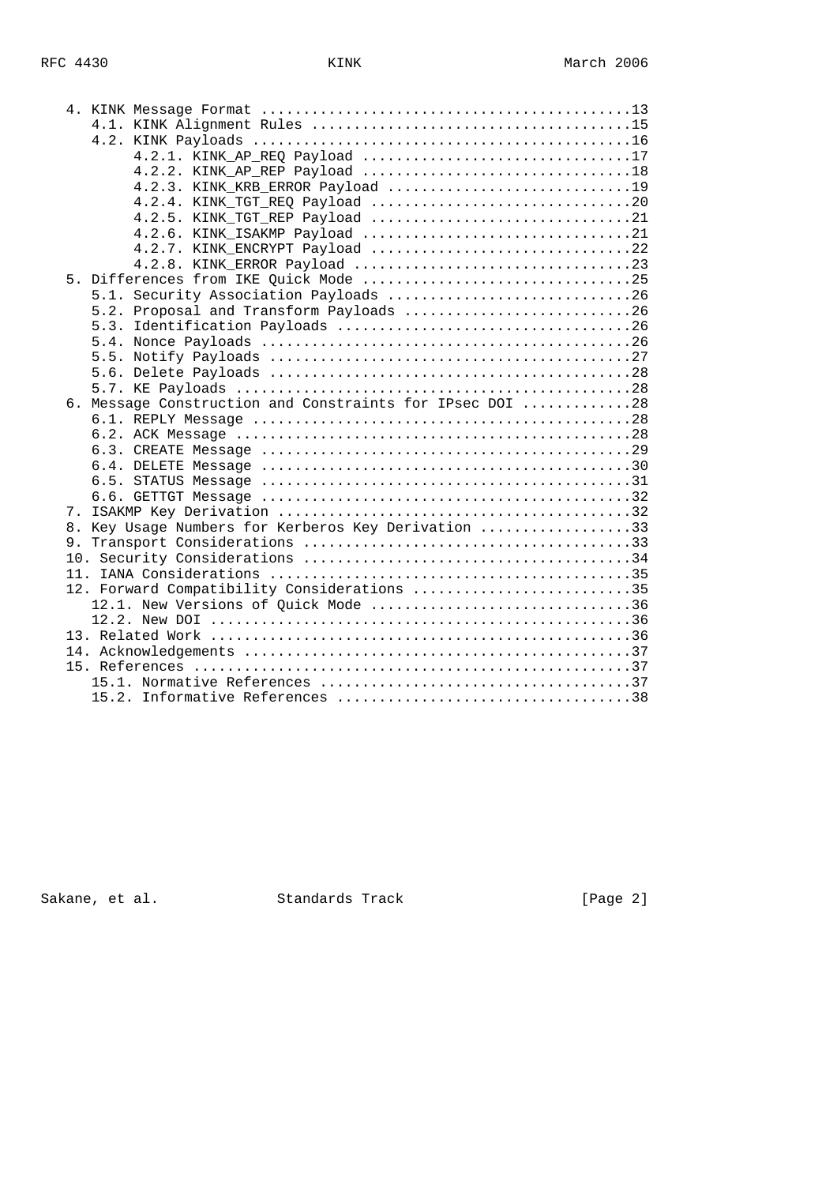```
   4. KINK Message Format ............................................13
      4.1. KINK Alignment Rules ......................................15
      4.2. KINK Payloads .............................................16
           4.2.1. KINK_AP_REQ Payload ................................17
           4.2.2. KINK_AP_REP Payload ................................18
           4.2.3. KINK_KRB_ERROR Payload .............................19
           4.2.4. KINK_TGT_REQ Payload ...............................20
           4.2.5. KINK_TGT_REP Payload ...............................21
           4.2.6. KINK_ISAKMP Payload ................................21
           4.2.7. KINK_ENCRYPT Payload ...............................22
           4.2.8. KINK_ERROR Payload .................................23
   5. Differences from IKE Quick Mode ................................25
      5.1. Security Association Payloads .............................26
      5.2. Proposal and Transform Payloads ...........................26
      5.3. Identification Payloads ...................................26
      5.4. Nonce Payloads ............................................26
      5.5. Notify Payloads ...........................................27
      5.6. Delete Payloads ...........................................28
      5.7. KE Payloads ...............................................28
   6. Message Construction and Constraints for IPsec DOI .............28
      6.1. REPLY Message .............................................28
      6.2. ACK Message ...............................................28
      6.3. CREATE Message ............................................29
      6.4. DELETE Message ............................................30
      6.5. STATUS Message ............................................31
      6.6. GETTGT Message ............................................32
   7. ISAKMP Key Derivation ..........................................32
   8. Key Usage Numbers for Kerberos Key Derivation ..................33
   9. Transport Considerations .......................................33
   10. Security Considerations .......................................34
   11. IANA Considerations ...........................................35
   12. Forward Compatibility Considerations ..........................35
      12.1. New Versions of Quick Mode ...............................36
      12.2. New DOI ..................................................36
   13. Related Work ..................................................36
   14. Acknowledgements ..............................................37
   15. References ....................................................37
      15.1. Normative References .....................................37
      15.2. Informative References ...................................38
```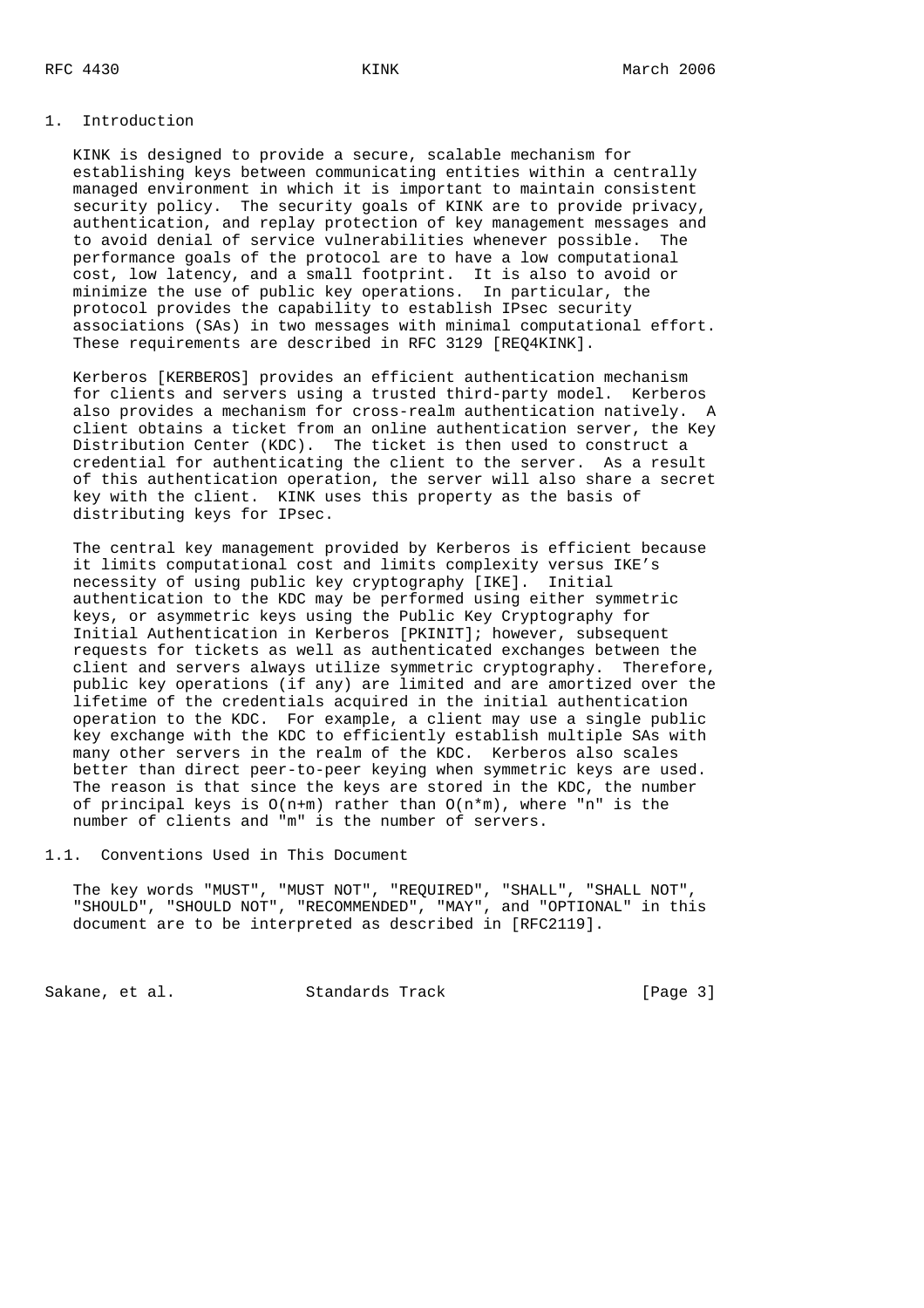# 1. Introduction

KINK is designed to provide a secure, scalable mechanism for establishing keys between communicating entities within a centrally managed environment in which it is important to maintain consistent security policy. The security goals of KINK are to provide privacy, authentication, and replay protection of key management messages and to avoid denial of service vulnerabilities whenever possible. The performance goals of the protocol are to have a low computational cost, low latency, and a small footprint. It is also to avoid or minimize the use of public key operations. In particular, the protocol provides the capability to establish IPsec security associations (SAs) in two messages with minimal computational effort. These requirements are described in RFC 3129 [REQ4KINK].

Kerberos [KERBEROS] provides an efficient authentication mechanism for clients and servers using a trusted third-party model. Kerberos also provides a mechanism for cross-realm authentication natively. A client obtains a ticket from an online authentication server, the Key Distribution Center (KDC). The ticket is then used to construct a credential for authenticating the client to the server. As a result of this authentication operation, the server will also share a secret key with the client. KINK uses this property as the basis of distributing keys for IPsec.

The central key management provided by Kerberos is efficient because it limits computational cost and limits complexity versus IKE's necessity of using public key cryptography [IKE]. Initial authentication to the KDC may be performed using either symmetric keys, or asymmetric keys using the Public Key Cryptography for Initial Authentication in Kerberos [PKINIT]; however, subsequent requests for tickets as well as authenticated exchanges between the client and servers always utilize symmetric cryptography. Therefore, public key operations (if any) are limited and are amortized over the lifetime of the credentials acquired in the initial authentication operation to the KDC. For example, a client may use a single public key exchange with the KDC to efficiently establish multiple SAs with many other servers in the realm of the KDC. Kerberos also scales better than direct peer-to-peer keying when symmetric keys are used. The reason is that since the keys are stored in the KDC, the number of principal keys is $O(n+m)$ rather than $O(n*m)$, where "n" is the number of clients and "m" is the number of servers.

## 1.1. Conventions Used in This Document

The key words "MUST", "MUST NOT", "REQUIRED", "SHALL", "SHALL NOT", "SHOULD", "SHOULD NOT", "RECOMMENDED", "MAY", and "OPTIONAL" in this document are to be interpreted as described in [RFC2119].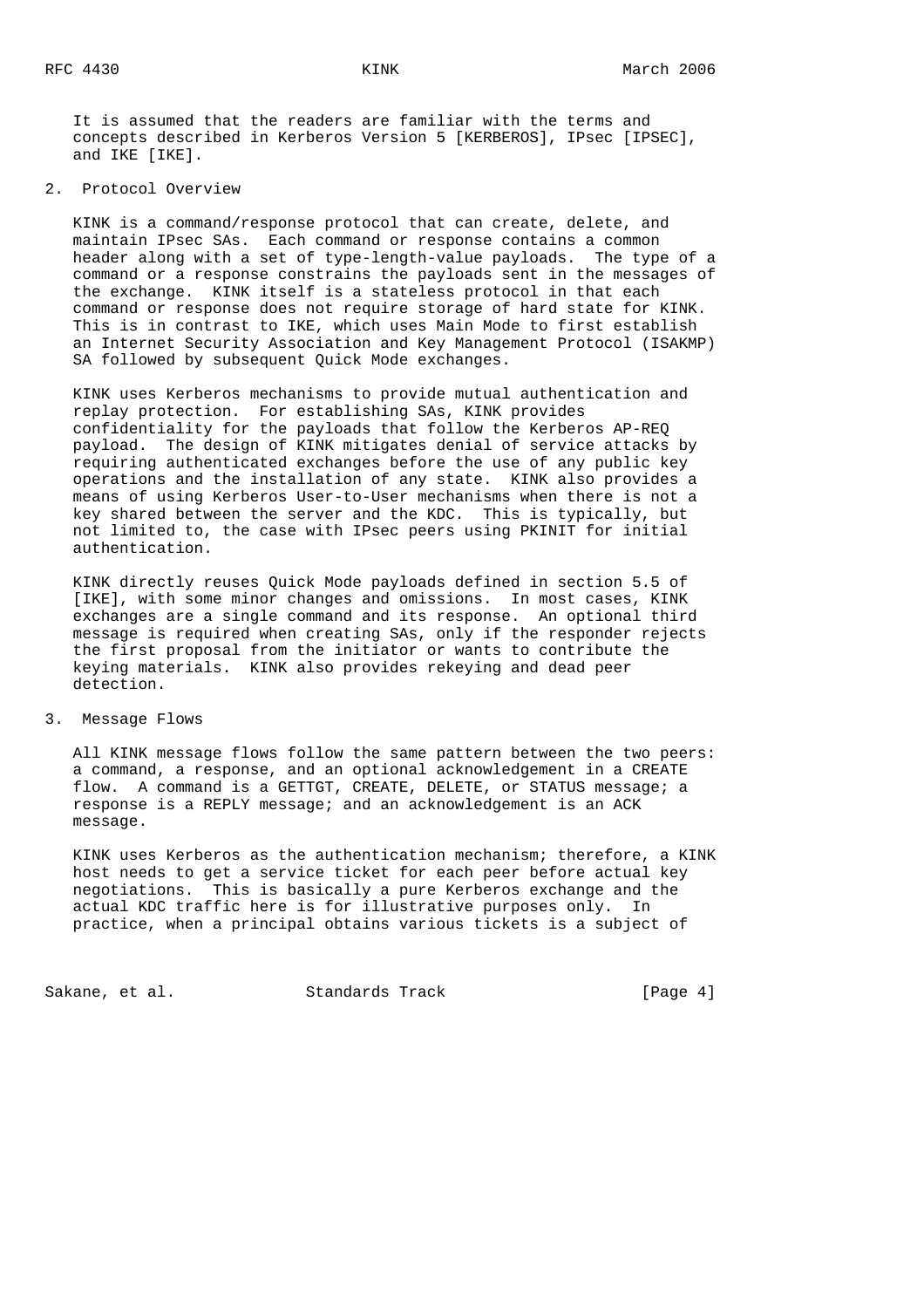It is assumed that the readers are familiar with the terms and concepts described in Kerberos Version 5 [KERBEROS], IPsec [IPSEC], and IKE [IKE].

## 2. Protocol Overview

KINK is a command/response protocol that can create, delete, and maintain IPsec SAs. Each command or response contains a common header along with a set of type-length-value payloads. The type of a command or a response constrains the payloads sent in the messages of the exchange. KINK itself is a stateless protocol in that each command or response does not require storage of hard state for KINK. This is in contrast to IKE, which uses Main Mode to first establish an Internet Security Association and Key Management Protocol (ISAKMP) SA followed by subsequent Quick Mode exchanges.

KINK uses Kerberos mechanisms to provide mutual authentication and replay protection. For establishing SAs, KINK provides confidentiality for the payloads that follow the Kerberos AP-REQ payload. The design of KINK mitigates denial of service attacks by requiring authenticated exchanges before the use of any public key operations and the installation of any state. KINK also provides a means of using Kerberos User-to-User mechanisms when there is not a key shared between the server and the KDC. This is typically, but not limited to, the case with IPsec peers using PKINIT for initial authentication.

KINK directly reuses Quick Mode payloads defined in section 5.5 of [IKE], with some minor changes and omissions. In most cases, KINK exchanges are a single command and its response. An optional third message is required when creating SAs, only if the responder rejects the first proposal from the initiator or wants to contribute the keying materials. KINK also provides rekeying and dead peer detection.

## 3. Message Flows

All KINK message flows follow the same pattern between the two peers: a command, a response, and an optional acknowledgement in a CREATE flow. A command is a GETTGT, CREATE, DELETE, or STATUS message; a response is a REPLY message; and an acknowledgement is an ACK message.

KINK uses Kerberos as the authentication mechanism; therefore, a KINK host needs to get a service ticket for each peer before actual key negotiations. This is basically a pure Kerberos exchange and the actual KDC traffic here is for illustrative purposes only. In practice, when a principal obtains various tickets is a subject of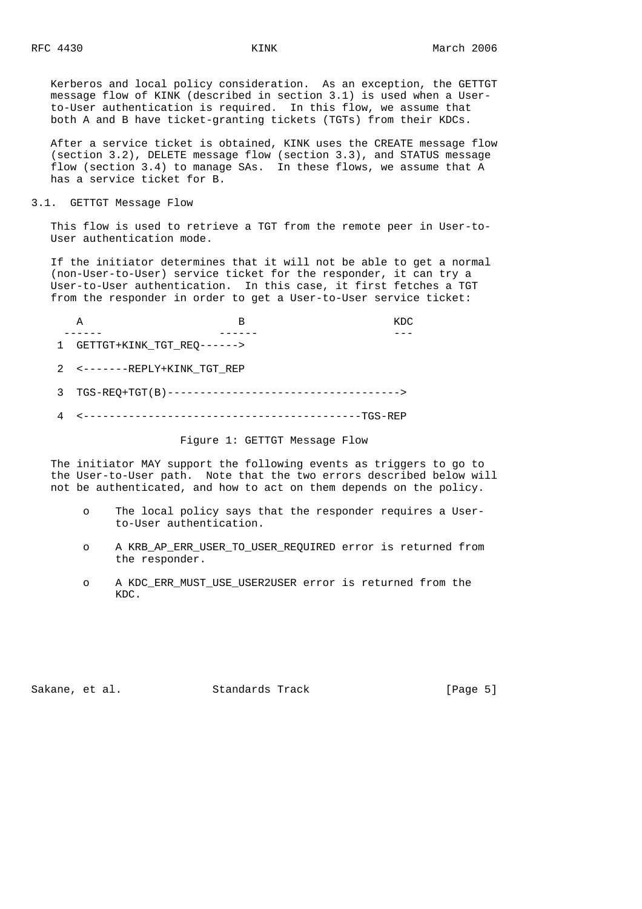Kerberos and local policy consideration. As an exception, the GETTGT message flow of KINK (described in section 3.1) is used when a User-to-User authentication is required. In this flow, we assume that both A and B have ticket-granting tickets (TGTs) from their KDCs.

After a service ticket is obtained, KINK uses the CREATE message flow (section 3.2), DELETE message flow (section 3.3), and STATUS message flow (section 3.4) to manage SAs. In these flows, we assume that A has a service ticket for B.

## 3.1. GETTGT Message Flow

This flow is used to retrieve a TGT from the remote peer in User-to-User authentication mode.

If the initiator determines that it will not be able to get a normal (non-User-to-User) service ticket for the responder, it can try a User-to-User authentication. In this case, it first fetches a TGT from the responder in order to get a User-to-User service ticket:

```
     A                      B                       KDC
   ------                 ------                    ---
 1  GETTGT+KINK_TGT_REQ------>

 2  <-------REPLY+KINK_TGT_REP

 3  TGS-REQ+TGT(B)------------------------------------>

 4  <-------------------------------------------TGS-REP
```

Figure 1: GETTGT Message Flow

The initiator MAY support the following events as triggers to go to the User-to-User path. Note that the two errors described below will not be authenticated, and how to act on them depends on the policy.

- The local policy says that the responder requires a User-to-User authentication.
- A KRB_AP_ERR_USER_TO_USER_REQUIRED error is returned from the responder.
- A KDC_ERR_MUST_USE_USER2USER error is returned from the KDC.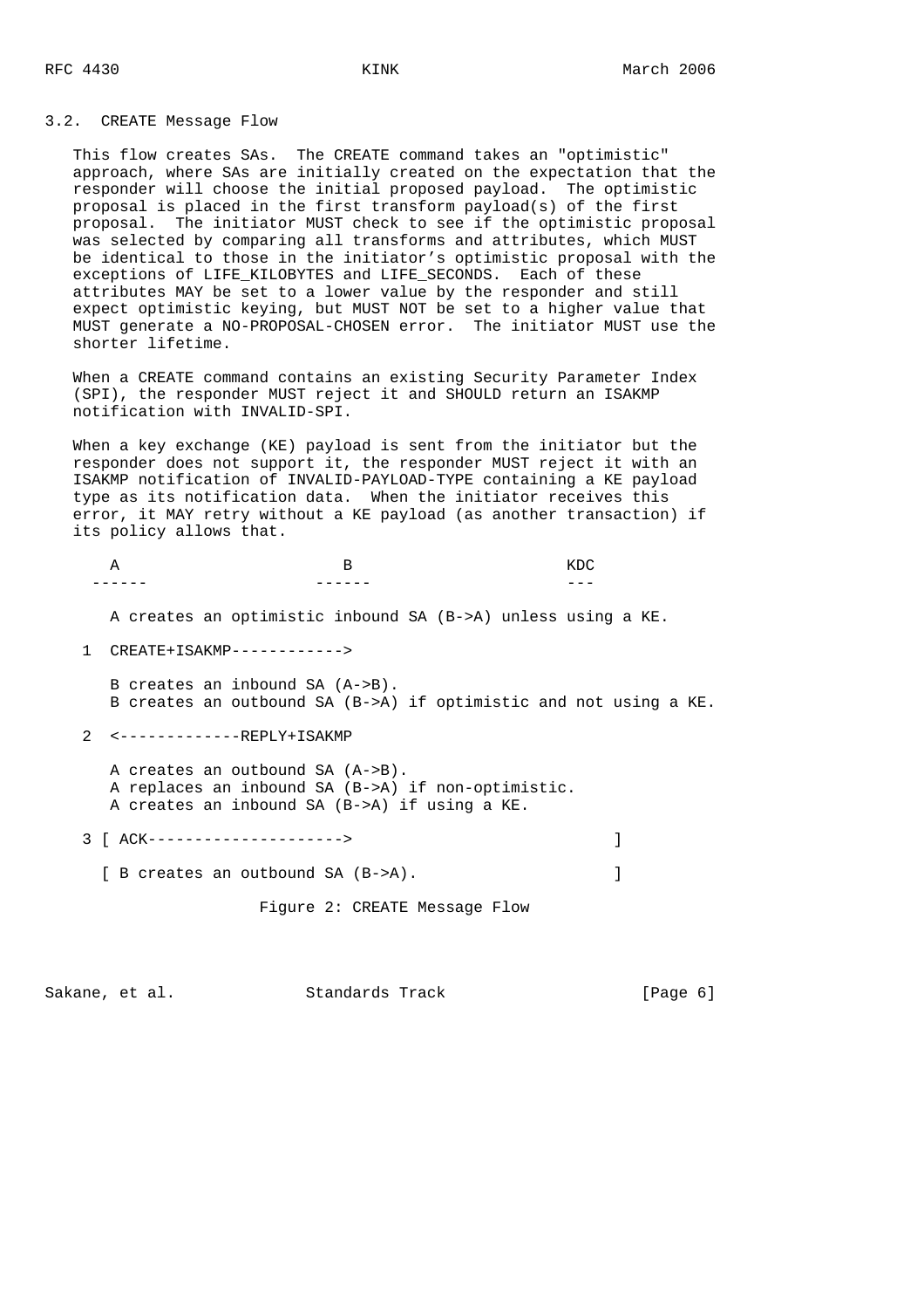### 3.2. CREATE Message Flow

This flow creates SAs. The CREATE command takes an "optimistic" approach, where SAs are initially created on the expectation that the responder will choose the initial proposed payload. The optimistic proposal is placed in the first transform payload(s) of the first proposal. The initiator MUST check to see if the optimistic proposal was selected by comparing all transforms and attributes, which MUST be identical to those in the initiator's optimistic proposal with the exceptions of LIFE_KILOBYTES and LIFE_SECONDS. Each of these attributes MAY be set to a lower value by the responder and still expect optimistic keying, but MUST NOT be set to a higher value that MUST generate a NO-PROPOSAL-CHOSEN error. The initiator MUST use the shorter lifetime.

When a CREATE command contains an existing Security Parameter Index (SPI), the responder MUST reject it and SHOULD return an ISAKMP notification with INVALID-SPI.

When a key exchange (KE) payload is sent from the initiator but the responder does not support it, the responder MUST reject it with an ISAKMP notification of INVALID-PAYLOAD-TYPE containing a KE payload type as its notification data. When the initiator receives this error, it MAY retry without a KE payload (as another transaction) if its policy allows that.

```
     A                        B                        KDC
   ------                  ------                      ---

     A creates an optimistic inbound SA (B->A) unless using a KE.

   1  CREATE+ISAKMP------------>

     B creates an inbound SA (A->B).
     B creates an outbound SA (B->A) if optimistic and not using a KE.

   2  <-------------REPLY+ISAKMP

     A creates an outbound SA (A->B).
     A replaces an inbound SA (B->A) if non-optimistic.
     A creates an inbound SA (B->A) if using a KE.

   3 [ ACK--------------------->                              ]

    [ B creates an outbound SA (B->A).                        ]
```

Figure 2: CREATE Message Flow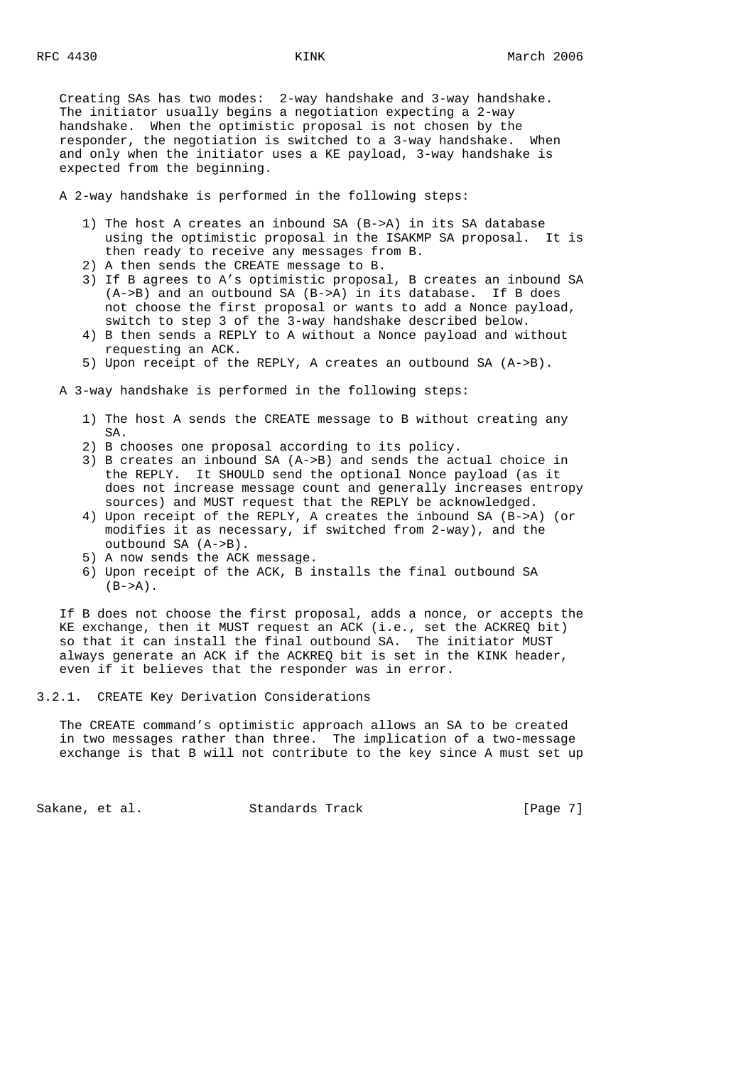Creating SAs has two modes: 2-way handshake and 3-way handshake. The initiator usually begins a negotiation expecting a 2-way handshake. When the optimistic proposal is not chosen by the responder, the negotiation is switched to a 3-way handshake. When and only when the initiator uses a KE payload, 3-way handshake is expected from the beginning.

A 2-way handshake is performed in the following steps:

1) The host A creates an inbound SA (B->A) in its SA database using the optimistic proposal in the ISAKMP SA proposal. It is then ready to receive any messages from B.
2) A then sends the CREATE message to B.
3) If B agrees to A's optimistic proposal, B creates an inbound SA (A->B) and an outbound SA (B->A) in its database. If B does not choose the first proposal or wants to add a Nonce payload, switch to step 3 of the 3-way handshake described below.
4) B then sends a REPLY to A without a Nonce payload and without requesting an ACK.
5) Upon receipt of the REPLY, A creates an outbound SA (A->B).

A 3-way handshake is performed in the following steps:

1) The host A sends the CREATE message to B without creating any SA.
2) B chooses one proposal according to its policy.
3) B creates an inbound SA (A->B) and sends the actual choice in the REPLY. It SHOULD send the optional Nonce payload (as it does not increase message count and generally increases entropy sources) and MUST request that the REPLY be acknowledged.
4) Upon receipt of the REPLY, A creates the inbound SA (B->A) (or modifies it as necessary, if switched from 2-way), and the outbound SA (A->B).
5) A now sends the ACK message.
6) Upon receipt of the ACK, B installs the final outbound SA (B->A).

If B does not choose the first proposal, adds a nonce, or accepts the KE exchange, then it MUST request an ACK (i.e., set the ACKREQ bit) so that it can install the final outbound SA. The initiator MUST always generate an ACK if the ACKREQ bit is set in the KINK header, even if it believes that the responder was in error.

### 3.2.1. CREATE Key Derivation Considerations

The CREATE command's optimistic approach allows an SA to be created in two messages rather than three. The implication of a two-message exchange is that B will not contribute to the key since A must set up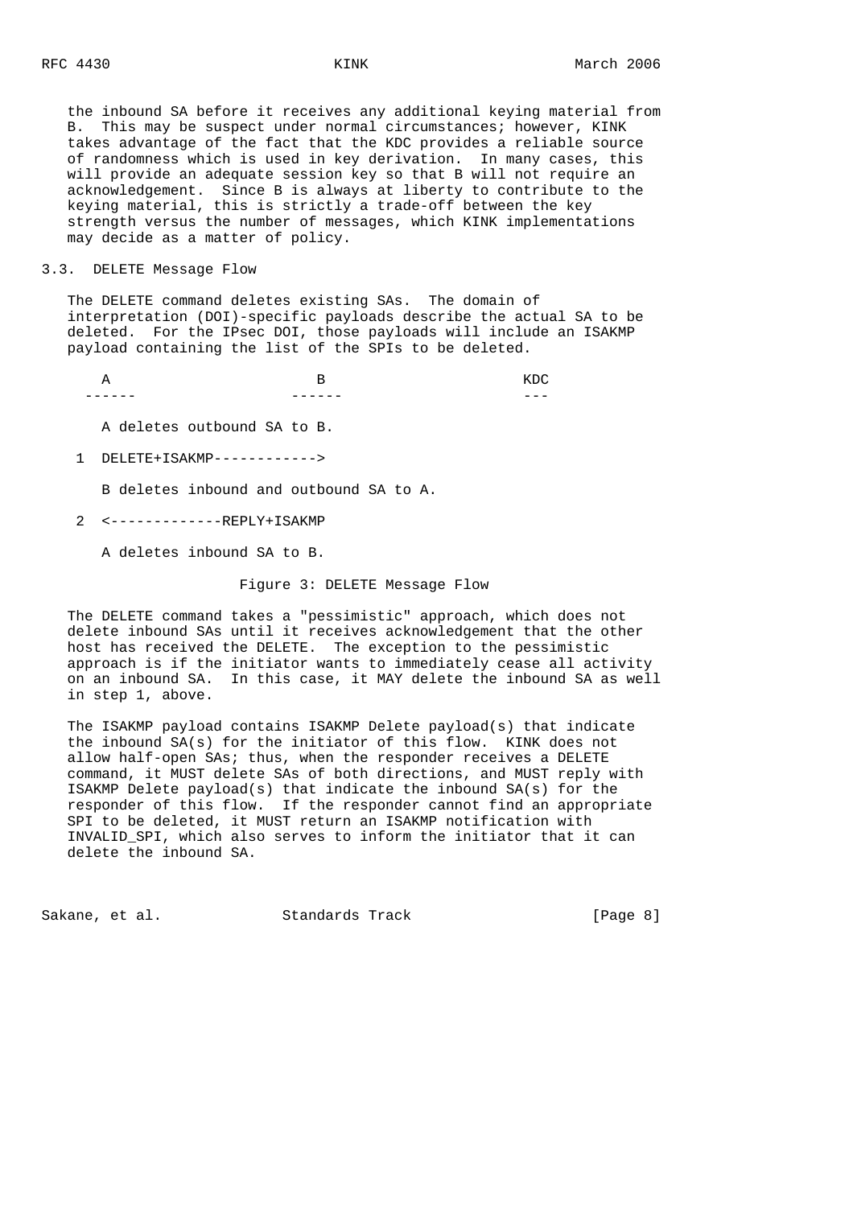the inbound SA before it receives any additional keying material from B. This may be suspect under normal circumstances; however, KINK takes advantage of the fact that the KDC provides a reliable source of randomness which is used in key derivation. In many cases, this will provide an adequate session key so that B will not require an acknowledgement. Since B is always at liberty to contribute to the keying material, this is strictly a trade-off between the key strength versus the number of messages, which KINK implementations may decide as a matter of policy.

### 3.3. DELETE Message Flow

The DELETE command deletes existing SAs. The domain of interpretation (DOI)-specific payloads describe the actual SA to be deleted. For the IPsec DOI, those payloads will include an ISAKMP payload containing the list of the SPIs to be deleted.

```
        A                     B                     KDC
     ------                ------                   ---

        A deletes outbound SA to B.

     1  DELETE+ISAKMP------------>

        B deletes inbound and outbound SA to A.

     2  <-------------REPLY+ISAKMP

        A deletes inbound SA to B.
```

Figure 3: DELETE Message Flow

The DELETE command takes a "pessimistic" approach, which does not delete inbound SAs until it receives acknowledgement that the other host has received the DELETE. The exception to the pessimistic approach is if the initiator wants to immediately cease all activity on an inbound SA. In this case, it MAY delete the inbound SA as well in step 1, above.

The ISAKMP payload contains ISAKMP Delete payload(s) that indicate the inbound SA(s) for the initiator of this flow. KINK does not allow half-open SAs; thus, when the responder receives a DELETE command, it MUST delete SAs of both directions, and MUST reply with ISAKMP Delete payload(s) that indicate the inbound SA(s) for the responder of this flow. If the responder cannot find an appropriate SPI to be deleted, it MUST return an ISAKMP notification with INVALID_SPI, which also serves to inform the initiator that it can delete the inbound SA.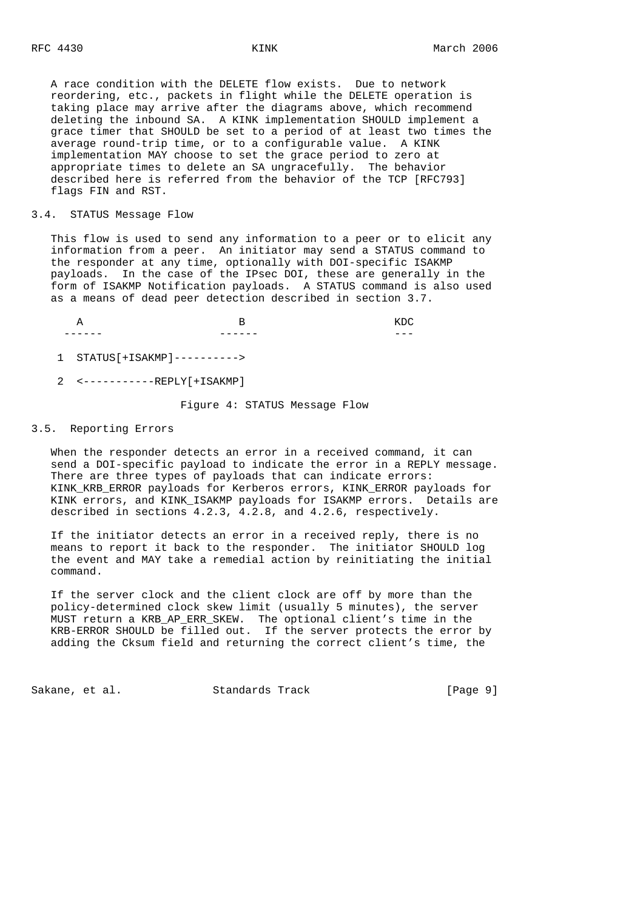A race condition with the DELETE flow exists. Due to network reordering, etc., packets in flight while the DELETE operation is taking place may arrive after the diagrams above, which recommend deleting the inbound SA. A KINK implementation SHOULD implement a grace timer that SHOULD be set to a period of at least two times the average round-trip time, or to a configurable value. A KINK implementation MAY choose to set the grace period to zero at appropriate times to delete an SA ungracefully. The behavior described here is referred from the behavior of the TCP [RFC793] flags FIN and RST.

### 3.4. STATUS Message Flow

This flow is used to send any information to a peer or to elicit any information from a peer. An initiator may send a STATUS command to the responder at any time, optionally with DOI-specific ISAKMP payloads. In the case of the IPsec DOI, these are generally in the form of ISAKMP Notification payloads. A STATUS command is also used as a means of dead peer detection described in section 3.7.

```
     A                    B                    KDC
   ------               ------                 ---

  1  STATUS[+ISAKMP]---------->

  2  <-----------REPLY[+ISAKMP]
```

Figure 4: STATUS Message Flow

### 3.5. Reporting Errors

When the responder detects an error in a received command, it can send a DOI-specific payload to indicate the error in a REPLY message. There are three types of payloads that can indicate errors: KINK_KRB_ERROR payloads for Kerberos errors, KINK_ERROR payloads for KINK errors, and KINK_ISAKMP payloads for ISAKMP errors. Details are described in sections 4.2.3, 4.2.8, and 4.2.6, respectively.

If the initiator detects an error in a received reply, there is no means to report it back to the responder. The initiator SHOULD log the event and MAY take a remedial action by reinitiating the initial command.

If the server clock and the client clock are off by more than the policy-determined clock skew limit (usually 5 minutes), the server MUST return a KRB_AP_ERR_SKEW. The optional client's time in the KRB-ERROR SHOULD be filled out. If the server protects the error by adding the Cksum field and returning the correct client's time, the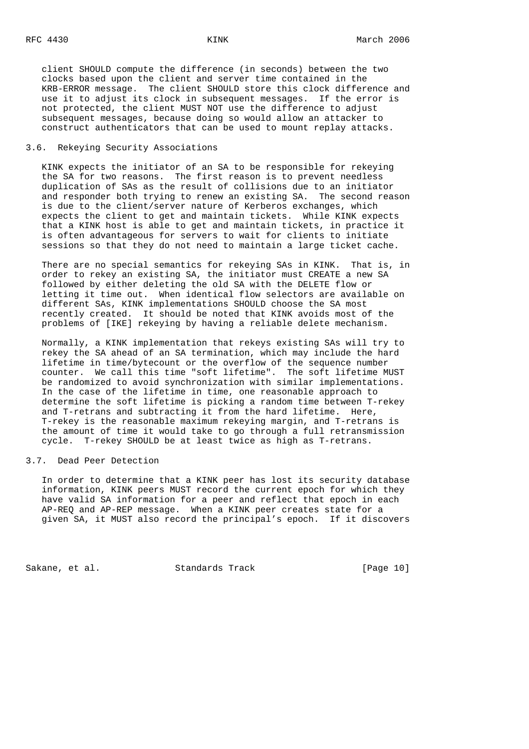client SHOULD compute the difference (in seconds) between the two clocks based upon the client and server time contained in the KRB-ERROR message. The client SHOULD store this clock difference and use it to adjust its clock in subsequent messages. If the error is not protected, the client MUST NOT use the difference to adjust subsequent messages, because doing so would allow an attacker to construct authenticators that can be used to mount replay attacks.

### 3.6. Rekeying Security Associations

KINK expects the initiator of an SA to be responsible for rekeying the SA for two reasons. The first reason is to prevent needless duplication of SAs as the result of collisions due to an initiator and responder both trying to renew an existing SA. The second reason is due to the client/server nature of Kerberos exchanges, which expects the client to get and maintain tickets. While KINK expects that a KINK host is able to get and maintain tickets, in practice it is often advantageous for servers to wait for clients to initiate sessions so that they do not need to maintain a large ticket cache.

There are no special semantics for rekeying SAs in KINK. That is, in order to rekey an existing SA, the initiator must CREATE a new SA followed by either deleting the old SA with the DELETE flow or letting it time out. When identical flow selectors are available on different SAs, KINK implementations SHOULD choose the SA most recently created. It should be noted that KINK avoids most of the problems of [IKE] rekeying by having a reliable delete mechanism.

Normally, a KINK implementation that rekeys existing SAs will try to rekey the SA ahead of an SA termination, which may include the hard lifetime in time/bytecount or the overflow of the sequence number counter. We call this time "soft lifetime". The soft lifetime MUST be randomized to avoid synchronization with similar implementations. In the case of the lifetime in time, one reasonable approach to determine the soft lifetime is picking a random time between T-rekey and T-retrans and subtracting it from the hard lifetime. Here, T-rekey is the reasonable maximum rekeying margin, and T-retrans is the amount of time it would take to go through a full retransmission cycle. T-rekey SHOULD be at least twice as high as T-retrans.

### 3.7. Dead Peer Detection

In order to determine that a KINK peer has lost its security database information, KINK peers MUST record the current epoch for which they have valid SA information for a peer and reflect that epoch in each AP-REQ and AP-REP message. When a KINK peer creates state for a given SA, it MUST also record the principal's epoch. If it discovers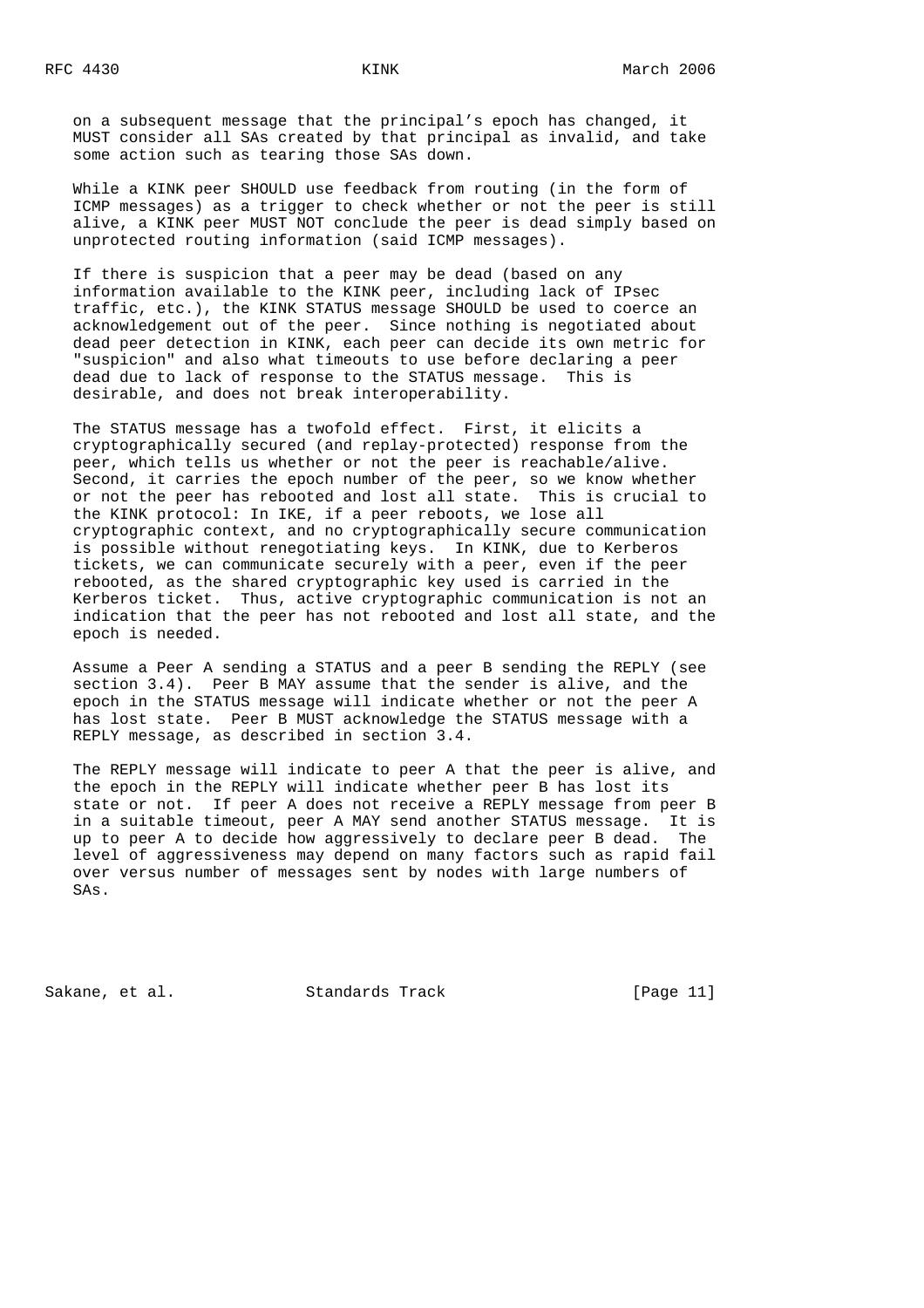on a subsequent message that the principal's epoch has changed, it MUST consider all SAs created by that principal as invalid, and take some action such as tearing those SAs down.

While a KINK peer SHOULD use feedback from routing (in the form of ICMP messages) as a trigger to check whether or not the peer is still alive, a KINK peer MUST NOT conclude the peer is dead simply based on unprotected routing information (said ICMP messages).

If there is suspicion that a peer may be dead (based on any information available to the KINK peer, including lack of IPsec traffic, etc.), the KINK STATUS message SHOULD be used to coerce an acknowledgement out of the peer. Since nothing is negotiated about dead peer detection in KINK, each peer can decide its own metric for "suspicion" and also what timeouts to use before declaring a peer dead due to lack of response to the STATUS message. This is desirable, and does not break interoperability.

The STATUS message has a twofold effect. First, it elicits a cryptographically secured (and replay-protected) response from the peer, which tells us whether or not the peer is reachable/alive. Second, it carries the epoch number of the peer, so we know whether or not the peer has rebooted and lost all state. This is crucial to the KINK protocol: In IKE, if a peer reboots, we lose all cryptographic context, and no cryptographically secure communication is possible without renegotiating keys. In KINK, due to Kerberos tickets, we can communicate securely with a peer, even if the peer rebooted, as the shared cryptographic key used is carried in the Kerberos ticket. Thus, active cryptographic communication is not an indication that the peer has not rebooted and lost all state, and the epoch is needed.

Assume a Peer A sending a STATUS and a peer B sending the REPLY (see section 3.4). Peer B MAY assume that the sender is alive, and the epoch in the STATUS message will indicate whether or not the peer A has lost state. Peer B MUST acknowledge the STATUS message with a REPLY message, as described in section 3.4.

The REPLY message will indicate to peer A that the peer is alive, and the epoch in the REPLY will indicate whether peer B has lost its state or not. If peer A does not receive a REPLY message from peer B in a suitable timeout, peer A MAY send another STATUS message. It is up to peer A to decide how aggressively to declare peer B dead. The level of aggressiveness may depend on many factors such as rapid fail over versus number of messages sent by nodes with large numbers of SAs.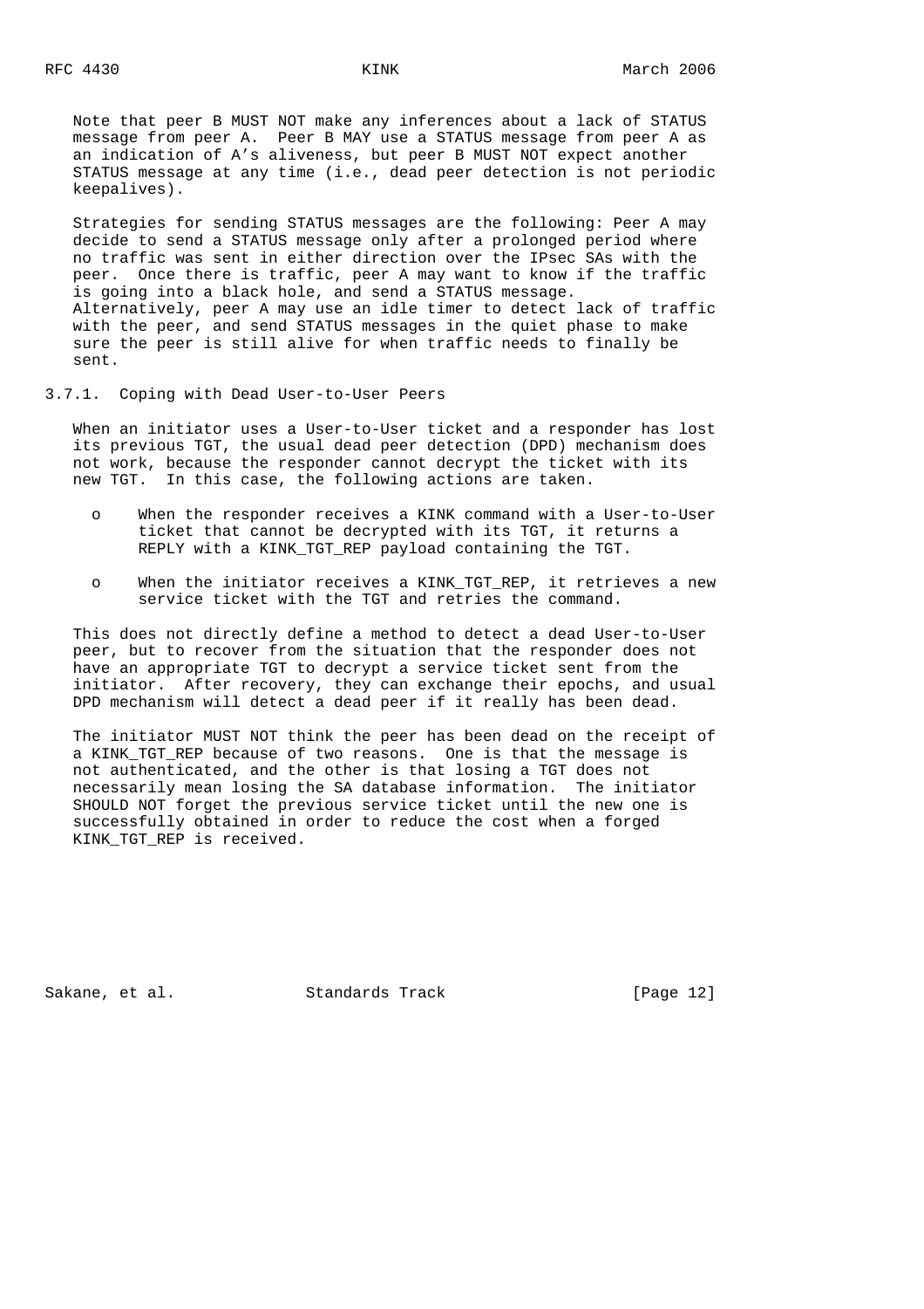Note that peer B MUST NOT make any inferences about a lack of STATUS message from peer A. Peer B MAY use a STATUS message from peer A as an indication of A's aliveness, but peer B MUST NOT expect another STATUS message at any time (i.e., dead peer detection is not periodic keepalives).

Strategies for sending STATUS messages are the following: Peer A may decide to send a STATUS message only after a prolonged period where no traffic was sent in either direction over the IPsec SAs with the peer. Once there is traffic, peer A may want to know if the traffic is going into a black hole, and send a STATUS message. Alternatively, peer A may use an idle timer to detect lack of traffic with the peer, and send STATUS messages in the quiet phase to make sure the peer is still alive for when traffic needs to finally be sent.

### 3.7.1. Coping with Dead User-to-User Peers

When an initiator uses a User-to-User ticket and a responder has lost its previous TGT, the usual dead peer detection (DPD) mechanism does not work, because the responder cannot decrypt the ticket with its new TGT. In this case, the following actions are taken.

- When the responder receives a KINK command with a User-to-User ticket that cannot be decrypted with its TGT, it returns a REPLY with a KINK_TGT_REP payload containing the TGT.
- When the initiator receives a KINK_TGT_REP, it retrieves a new service ticket with the TGT and retries the command.

This does not directly define a method to detect a dead User-to-User peer, but to recover from the situation that the responder does not have an appropriate TGT to decrypt a service ticket sent from the initiator. After recovery, they can exchange their epochs, and usual DPD mechanism will detect a dead peer if it really has been dead.

The initiator MUST NOT think the peer has been dead on the receipt of a KINK_TGT_REP because of two reasons. One is that the message is not authenticated, and the other is that losing a TGT does not necessarily mean losing the SA database information. The initiator SHOULD NOT forget the previous service ticket until the new one is successfully obtained in order to reduce the cost when a forged KINK_TGT_REP is received.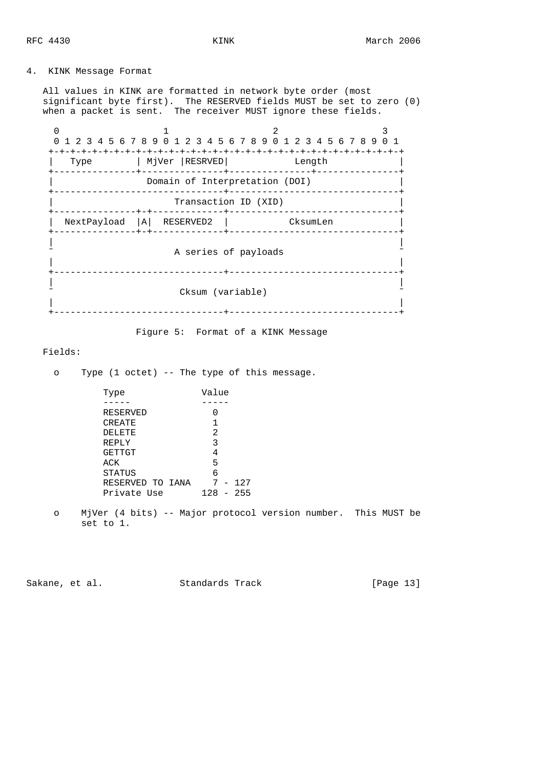## 4. KINK Message Format

All values in KINK are formatted in network byte order (most significant byte first). The RESERVED fields MUST be set to zero (0) when a packet is sent. The receiver MUST ignore these fields.

```
 0                   1                   2                   3
 0 1 2 3 4 5 6 7 8 9 0 1 2 3 4 5 6 7 8 9 0 1 2 3 4 5 6 7 8 9 0 1
+-+-+-+-+-+-+-+-+-+-+-+-+-+-+-+-+-+-+-+-+-+-+-+-+-+-+-+-+-+-+-+-+
|   Type        | MjVer |RESRVED|            Length             |
+---------------+---------------+---------------+---------------+
|                 Domain of Interpretation (DOI)                |
+-------------------------------+-------------------------------+
|                      Transaction ID (XID)                     |
+---------------+-+-------------+-------------------------------+
|  NextPayload  |A|  RESERVED2  |           CksumLen            |
+---------------+-+-------------+-------------------------------+
|                                                               |
~                      A series of payloads                     ~
|                                                               |
+-------------------------------+-------------------------------+
|                                                               |
~                       Cksum (variable)                        ~
|                                                               |
+-------------------------------+-------------------------------+
```

Figure 5: Format of a KINK Message

Fields:

- Type (1 octet) -- The type of this message.

| Type | Value |
|---|---|
| RESERVED | 0 |
| CREATE | 1 |
| DELETE | 2 |
| REPLY | 3 |
| GETTGT | 4 |
| ACK | 5 |
| STATUS | 6 |
| RESERVED TO IANA | 7 - 127 |
| Private Use | 128 - 255 |

- MjVer (4 bits) -- Major protocol version number. This MUST be set to 1.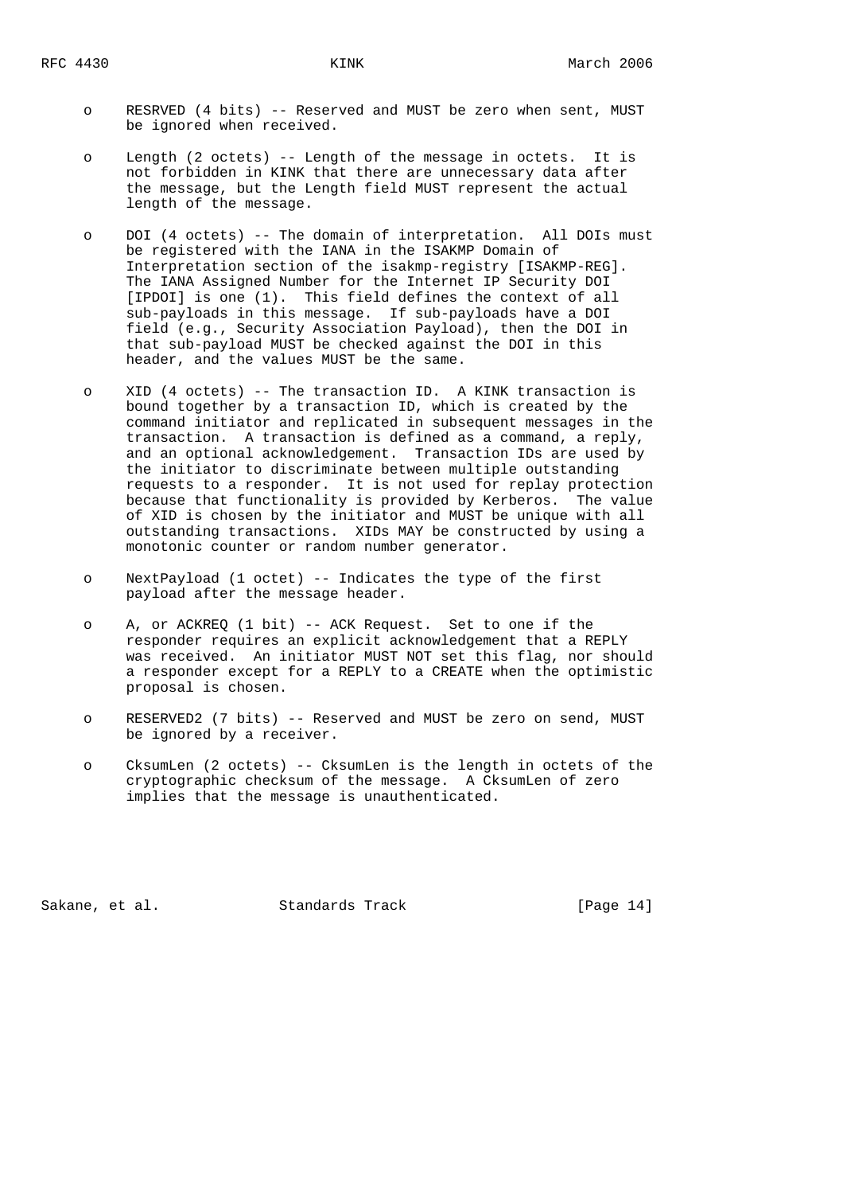- RESRVED (4 bits) -- Reserved and MUST be zero when sent, MUST be ignored when received.

- Length (2 octets) -- Length of the message in octets. It is not forbidden in KINK that there are unnecessary data after the message, but the Length field MUST represent the actual length of the message.

- DOI (4 octets) -- The domain of interpretation. All DOIs must be registered with the IANA in the ISAKMP Domain of Interpretation section of the isakmp-registry [ISAKMP-REG]. The IANA Assigned Number for the Internet IP Security DOI [IPDOI] is one (1). This field defines the context of all sub-payloads in this message. If sub-payloads have a DOI field (e.g., Security Association Payload), then the DOI in that sub-payload MUST be checked against the DOI in this header, and the values MUST be the same.

- XID (4 octets) -- The transaction ID. A KINK transaction is bound together by a transaction ID, which is created by the command initiator and replicated in subsequent messages in the transaction. A transaction is defined as a command, a reply, and an optional acknowledgement. Transaction IDs are used by the initiator to discriminate between multiple outstanding requests to a responder. It is not used for replay protection because that functionality is provided by Kerberos. The value of XID is chosen by the initiator and MUST be unique with all outstanding transactions. XIDs MAY be constructed by using a monotonic counter or random number generator.

- NextPayload (1 octet) -- Indicates the type of the first payload after the message header.

- A, or ACKREQ (1 bit) -- ACK Request. Set to one if the responder requires an explicit acknowledgement that a REPLY was received. An initiator MUST NOT set this flag, nor should a responder except for a REPLY to a CREATE when the optimistic proposal is chosen.

- RESERVED2 (7 bits) -- Reserved and MUST be zero on send, MUST be ignored by a receiver.

- CksumLen (2 octets) -- CksumLen is the length in octets of the cryptographic checksum of the message. A CksumLen of zero implies that the message is unauthenticated.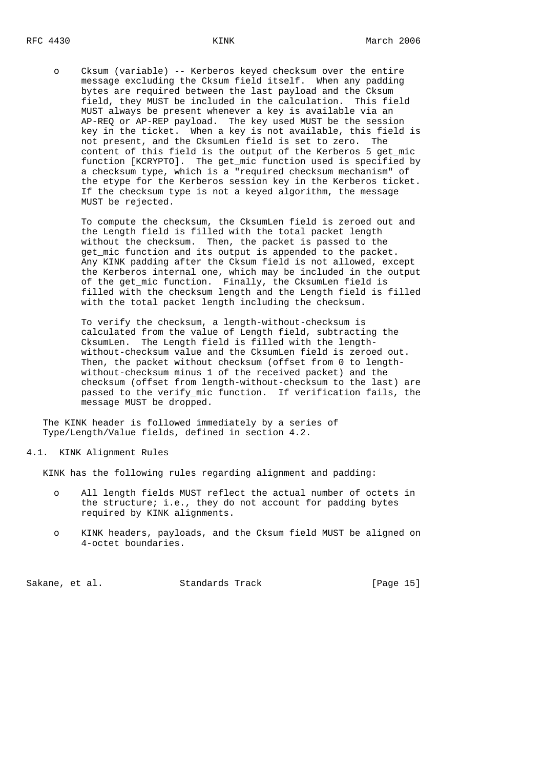- Cksum (variable) -- Kerberos keyed checksum over the entire message excluding the Cksum field itself. When any padding bytes are required between the last payload and the Cksum field, they MUST be included in the calculation. This field MUST always be present whenever a key is available via an AP-REQ or AP-REP payload. The key used MUST be the session key in the ticket. When a key is not available, this field is not present, and the CksumLen field is set to zero. The content of this field is the output of the Kerberos 5 get_mic function [KCRYPTO]. The get_mic function used is specified by a checksum type, which is a "required checksum mechanism" of the etype for the Kerberos session key in the Kerberos ticket. If the checksum type is not a keyed algorithm, the message MUST be rejected.

  To compute the checksum, the CksumLen field is zeroed out and the Length field is filled with the total packet length without the checksum. Then, the packet is passed to the get_mic function and its output is appended to the packet. Any KINK padding after the Cksum field is not allowed, except the Kerberos internal one, which may be included in the output of the get_mic function. Finally, the CksumLen field is filled with the checksum length and the Length field is filled with the total packet length including the checksum.

  To verify the checksum, a length-without-checksum is calculated from the value of Length field, subtracting the CksumLen. The Length field is filled with the length-without-checksum value and the CksumLen field is zeroed out. Then, the packet without checksum (offset from 0 to length-without-checksum minus 1 of the received packet) and the checksum (offset from length-without-checksum to the last) are passed to the verify_mic function. If verification fails, the message MUST be dropped.

The KINK header is followed immediately by a series of Type/Length/Value fields, defined in section 4.2.

## 4.1. KINK Alignment Rules

KINK has the following rules regarding alignment and padding:

- All length fields MUST reflect the actual number of octets in the structure; i.e., they do not account for padding bytes required by KINK alignments.
- KINK headers, payloads, and the Cksum field MUST be aligned on 4-octet boundaries.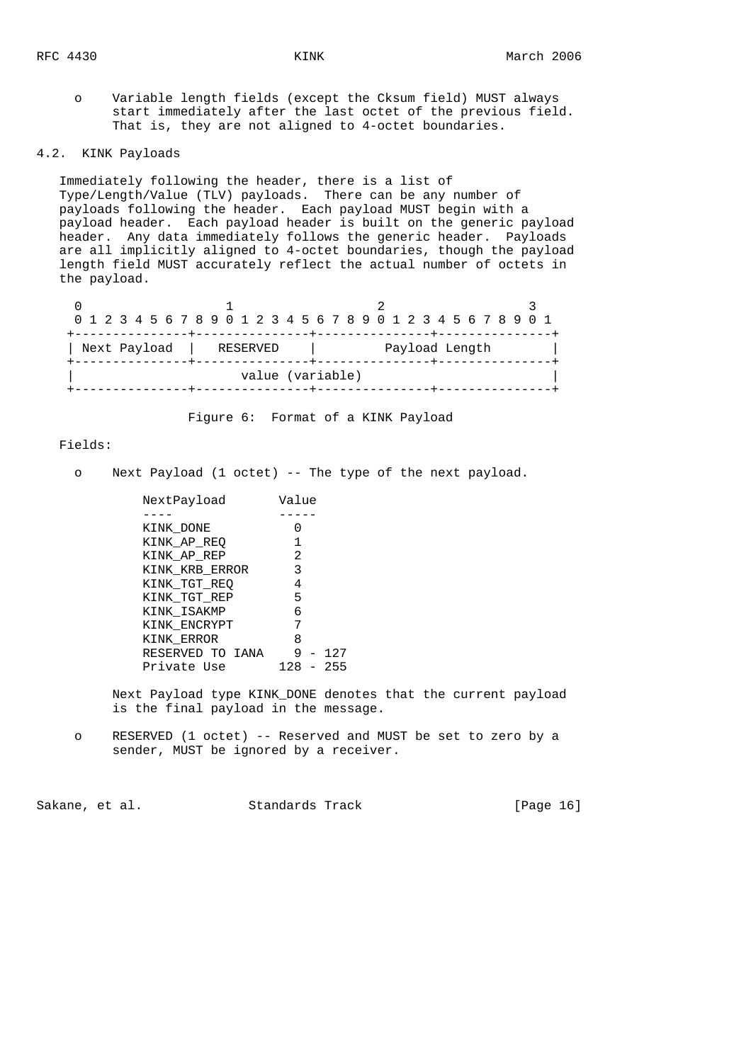- Variable length fields (except the Cksum field) MUST always start immediately after the last octet of the previous field. That is, they are not aligned to 4-octet boundaries.

## 4.2. KINK Payloads

Immediately following the header, there is a list of Type/Length/Value (TLV) payloads. There can be any number of payloads following the header. Each payload MUST begin with a payload header. Each payload header is built on the generic payload header. Any data immediately follows the generic header. Payloads are all implicitly aligned to 4-octet boundaries, though the payload length field MUST accurately reflect the actual number of octets in the payload.

```
 0                   1                   2                   3
 0 1 2 3 4 5 6 7 8 9 0 1 2 3 4 5 6 7 8 9 0 1 2 3 4 5 6 7 8 9 0 1
+---------------+---------------+---------------+---------------+
| Next Payload  |   RESERVED    |         Payload Length        |
+---------------+---------------+---------------+---------------+
|                      value (variable)                         |
+---------------+---------------+---------------+---------------+
```

Figure 6: Format of a KINK Payload

Fields:

- Next Payload (1 octet) -- The type of the next payload.

| NextPayload | Value |
|---|---|
| KINK_DONE | 0 |
| KINK_AP_REQ | 1 |
| KINK_AP_REP | 2 |
| KINK_KRB_ERROR | 3 |
| KINK_TGT_REQ | 4 |
| KINK_TGT_REP | 5 |
| KINK_ISAKMP | 6 |
| KINK_ENCRYPT | 7 |
| KINK_ERROR | 8 |
| RESERVED TO IANA | 9 - 127 |
| Private Use | 128 - 255 |

  Next Payload type KINK_DONE denotes that the current payload is the final payload in the message.

- RESERVED (1 octet) -- Reserved and MUST be set to zero by a sender, MUST be ignored by a receiver.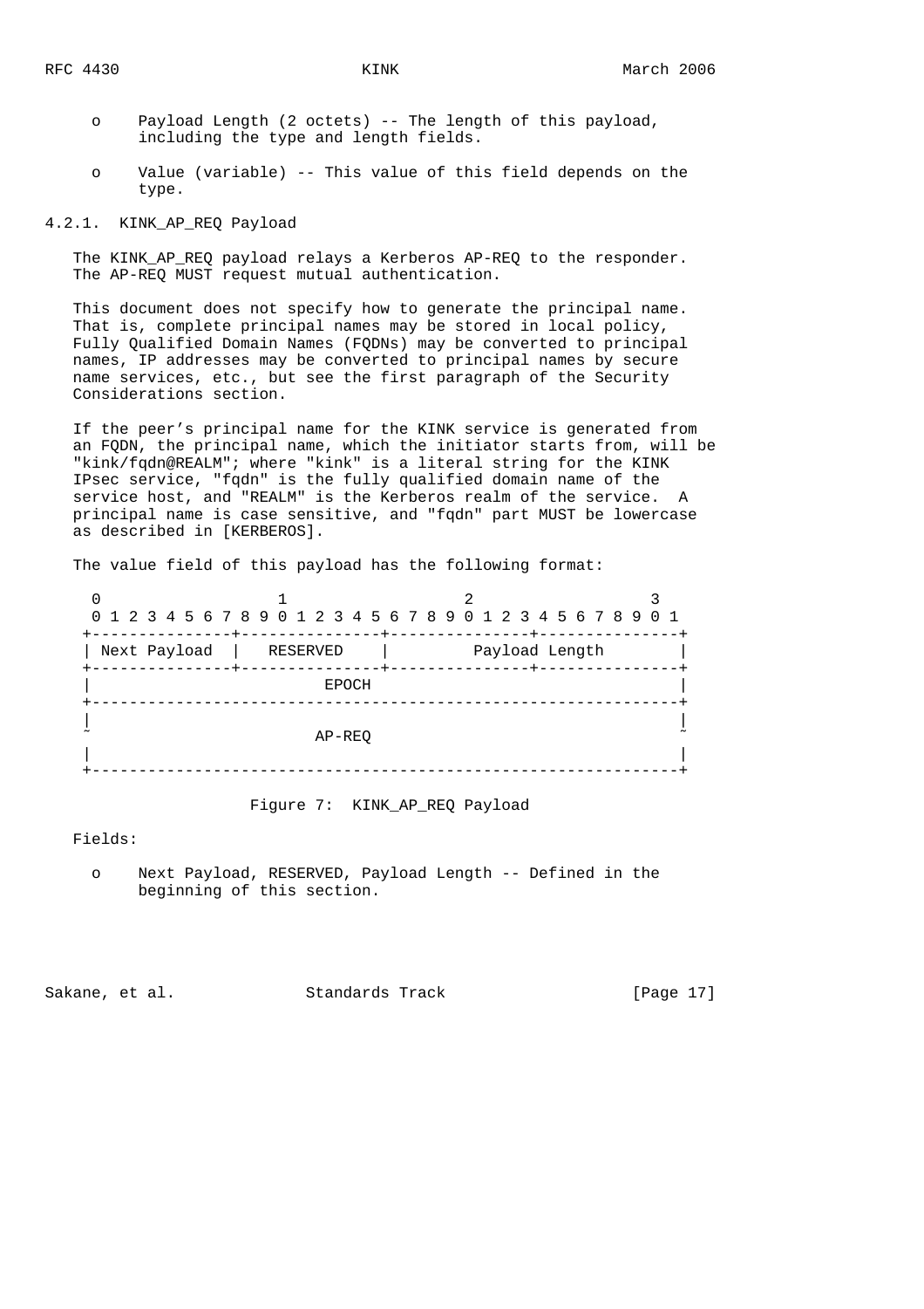- Payload Length (2 octets) -- The length of this payload, including the type and length fields.

- Value (variable) -- This value of this field depends on the type.

### 4.2.1. KINK_AP_REQ Payload

The KINK_AP_REQ payload relays a Kerberos AP-REQ to the responder. The AP-REQ MUST request mutual authentication.

This document does not specify how to generate the principal name. That is, complete principal names may be stored in local policy, Fully Qualified Domain Names (FQDNs) may be converted to principal names, IP addresses may be converted to principal names by secure name services, etc., but see the first paragraph of the Security Considerations section.

If the peer's principal name for the KINK service is generated from an FQDN, the principal name, which the initiator starts from, will be "kink/fqdn@REALM"; where "kink" is a literal string for the KINK IPsec service, "fqdn" is the fully qualified domain name of the service host, and "REALM" is the Kerberos realm of the service. A principal name is case sensitive, and "fqdn" part MUST be lowercase as described in [KERBEROS].

The value field of this payload has the following format:

```
 0                   1                   2                   3
 0 1 2 3 4 5 6 7 8 9 0 1 2 3 4 5 6 7 8 9 0 1 2 3 4 5 6 7 8 9 0 1
+---------------+---------------+---------------+---------------+
| Next Payload  |   RESERVED    |         Payload Length        |
+---------------+---------------+---------------+---------------+
|                             EPOCH                             |
+---------------------------------------------------------------+
|                                                               |
~                            AP-REQ                             ~
|                                                               |
+---------------------------------------------------------------+
```

Figure 7: KINK_AP_REQ Payload

Fields:

- Next Payload, RESERVED, Payload Length -- Defined in the beginning of this section.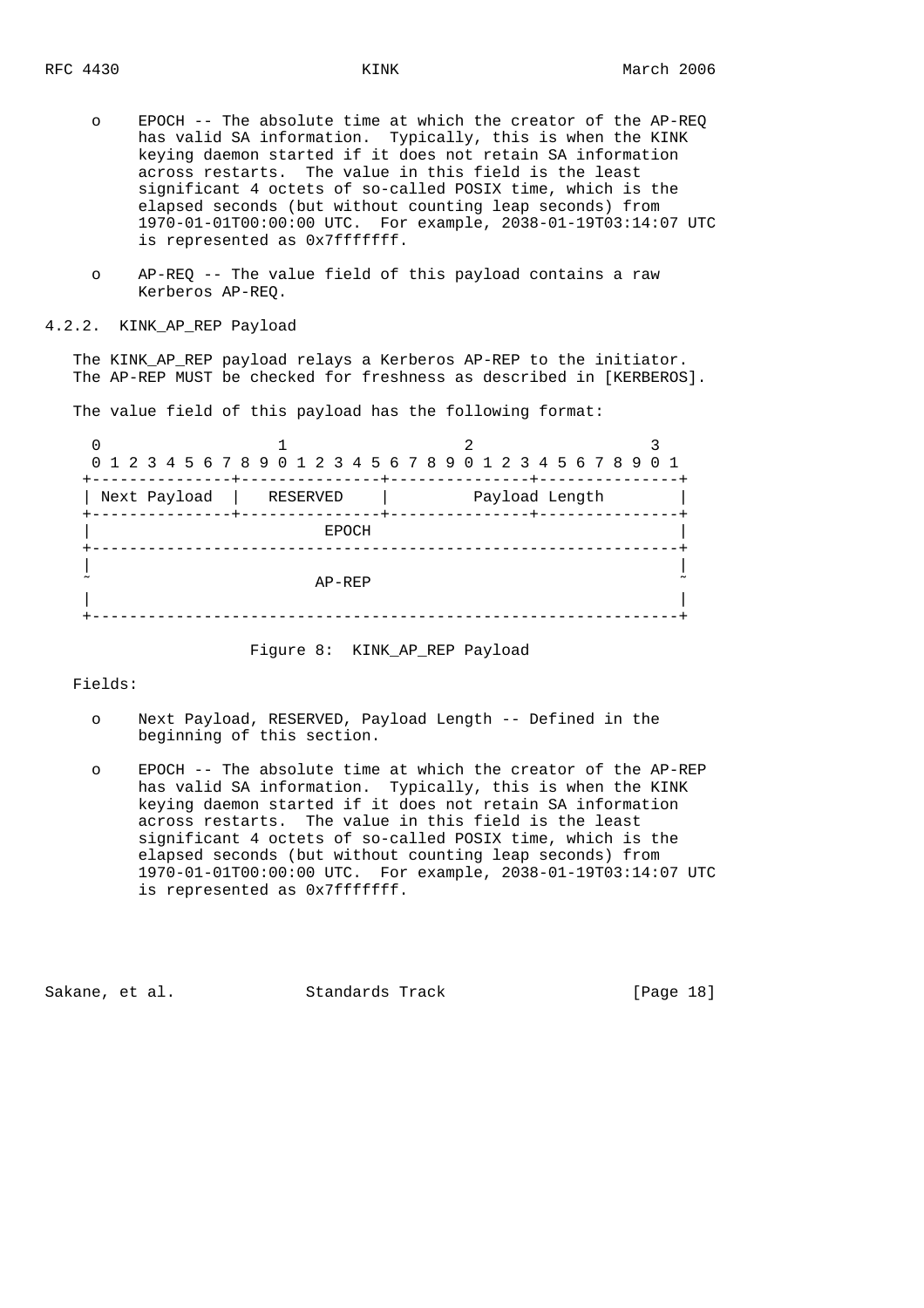- EPOCH -- The absolute time at which the creator of the AP-REQ has valid SA information. Typically, this is when the KINK keying daemon started if it does not retain SA information across restarts. The value in this field is the least significant 4 octets of so-called POSIX time, which is the elapsed seconds (but without counting leap seconds) from 1970-01-01T00:00:00 UTC. For example, 2038-01-19T03:14:07 UTC is represented as 0x7fffffff.

- AP-REQ -- The value field of this payload contains a raw Kerberos AP-REQ.

### 4.2.2. KINK_AP_REP Payload

The KINK_AP_REP payload relays a Kerberos AP-REP to the initiator. The AP-REP MUST be checked for freshness as described in [KERBEROS].

The value field of this payload has the following format:

```
 0                   1                   2                   3
 0 1 2 3 4 5 6 7 8 9 0 1 2 3 4 5 6 7 8 9 0 1 2 3 4 5 6 7 8 9 0 1
+---------------+---------------+---------------+---------------+
| Next Payload  |   RESERVED    |         Payload Length        |
+---------------+---------------+---------------+---------------+
|                             EPOCH                             |
+---------------------------------------------------------------+
|                                                               |
~                            AP-REP                             ~
|                                                               |
+---------------------------------------------------------------+
```

Figure 8: KINK_AP_REP Payload

Fields:

- Next Payload, RESERVED, Payload Length -- Defined in the beginning of this section.

- EPOCH -- The absolute time at which the creator of the AP-REP has valid SA information. Typically, this is when the KINK keying daemon started if it does not retain SA information across restarts. The value in this field is the least significant 4 octets of so-called POSIX time, which is the elapsed seconds (but without counting leap seconds) from 1970-01-01T00:00:00 UTC. For example, 2038-01-19T03:14:07 UTC is represented as 0x7fffffff.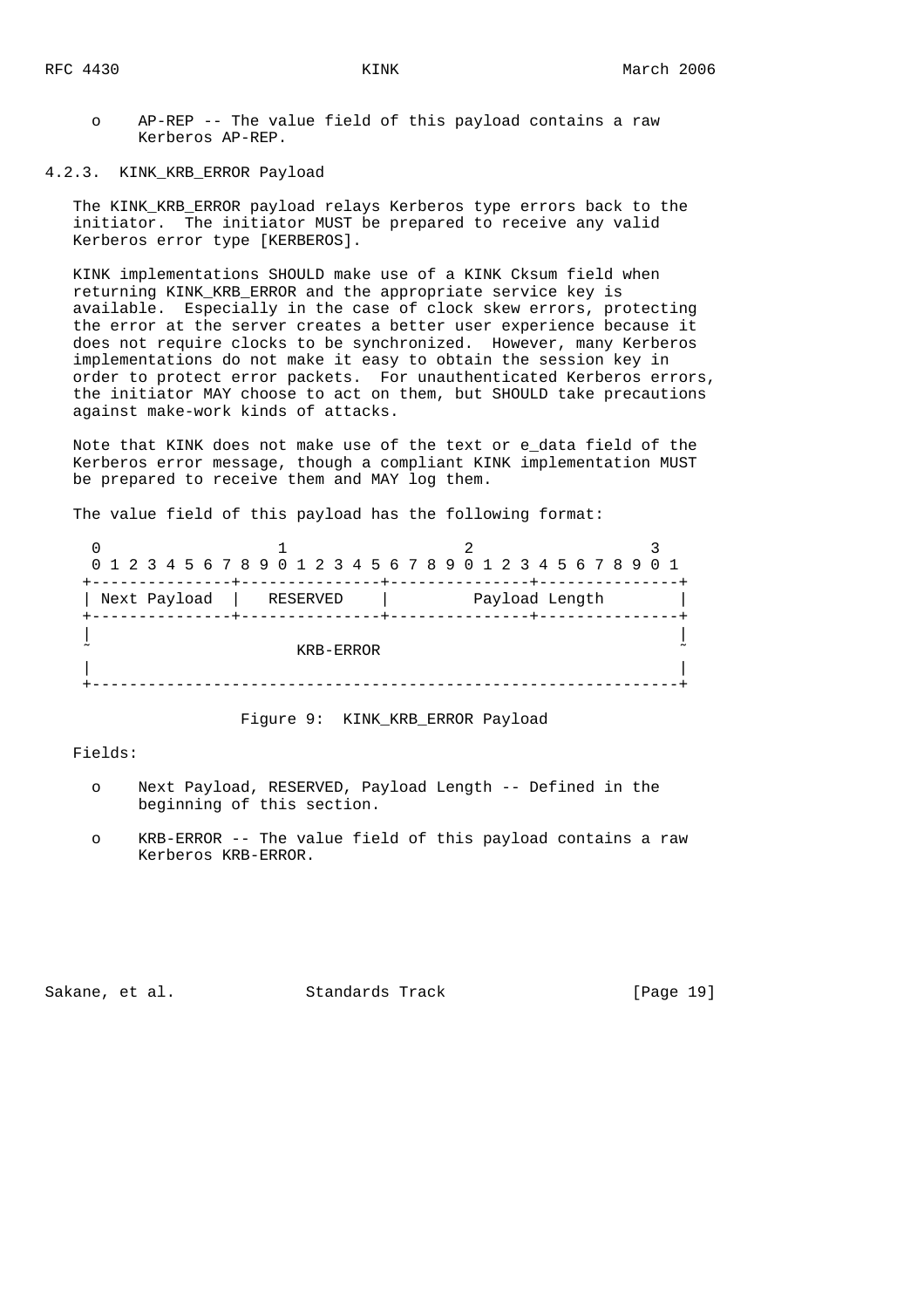- AP-REP -- The value field of this payload contains a raw Kerberos AP-REP.

### 4.2.3. KINK_KRB_ERROR Payload

The KINK_KRB_ERROR payload relays Kerberos type errors back to the initiator. The initiator MUST be prepared to receive any valid Kerberos error type [KERBEROS].

KINK implementations SHOULD make use of a KINK Cksum field when returning KINK_KRB_ERROR and the appropriate service key is available. Especially in the case of clock skew errors, protecting the error at the server creates a better user experience because it does not require clocks to be synchronized. However, many Kerberos implementations do not make it easy to obtain the session key in order to protect error packets. For unauthenticated Kerberos errors, the initiator MAY choose to act on them, but SHOULD take precautions against make-work kinds of attacks.

Note that KINK does not make use of the text or e_data field of the Kerberos error message, though a compliant KINK implementation MUST be prepared to receive them and MAY log them.

The value field of this payload has the following format:

```
 0                   1                   2                   3
 0 1 2 3 4 5 6 7 8 9 0 1 2 3 4 5 6 7 8 9 0 1 2 3 4 5 6 7 8 9 0 1
+---------------+---------------+---------------+---------------+
| Next Payload  |   RESERVED    |         Payload Length        |
+---------------+---------------+---------------+---------------+
|                                                               |
~                         KRB-ERROR                             ~
|                                                               |
+---------------------------------------------------------------+
```

Figure 9: KINK_KRB_ERROR Payload

Fields:

- Next Payload, RESERVED, Payload Length -- Defined in the beginning of this section.
- KRB-ERROR -- The value field of this payload contains a raw Kerberos KRB-ERROR.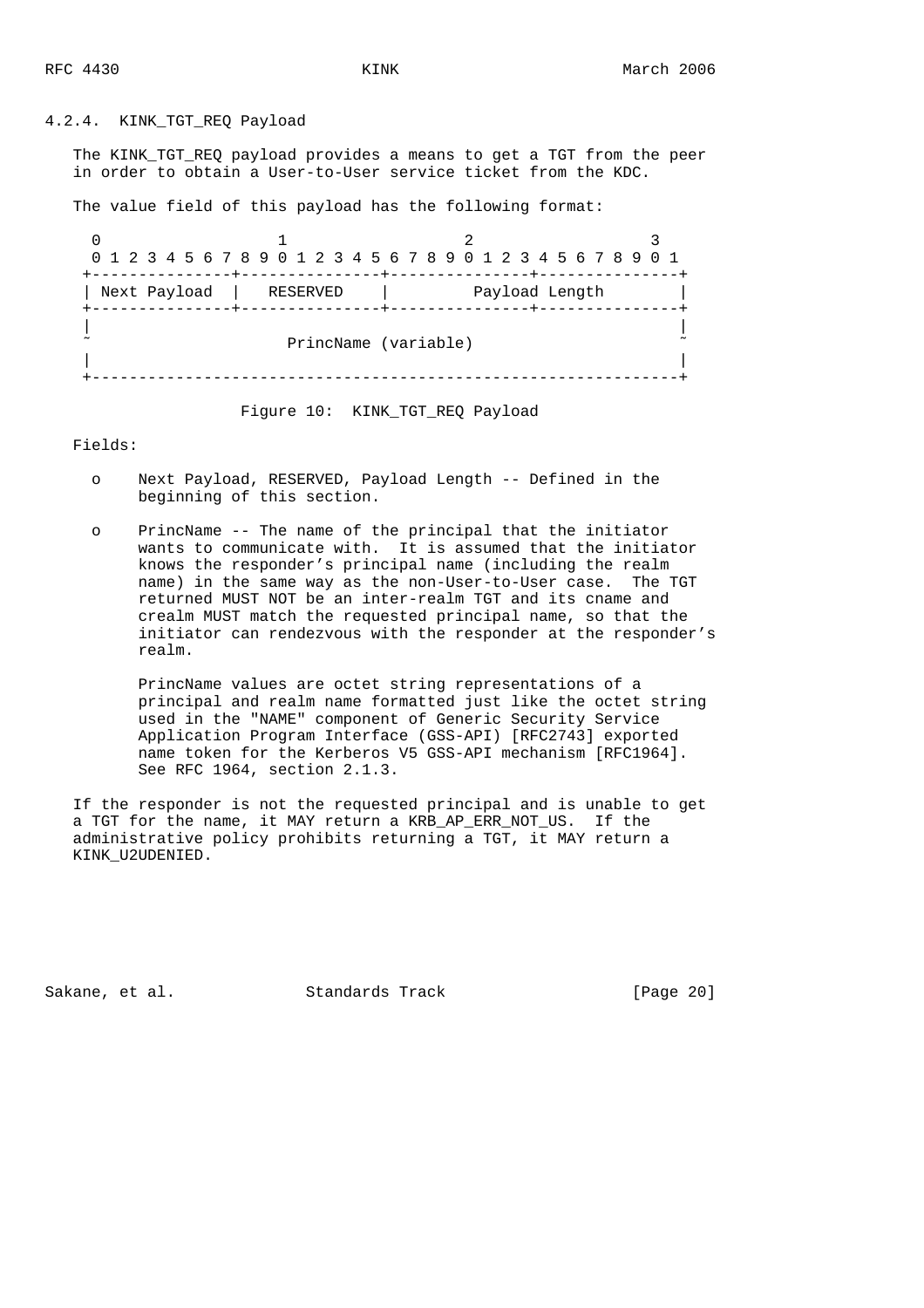### 4.2.4. KINK_TGT_REQ Payload

The KINK_TGT_REQ payload provides a means to get a TGT from the peer in order to obtain a User-to-User service ticket from the KDC.

The value field of this payload has the following format:

```
 0                   1                   2                   3
 0 1 2 3 4 5 6 7 8 9 0 1 2 3 4 5 6 7 8 9 0 1 2 3 4 5 6 7 8 9 0 1
+---------------+---------------+---------------+---------------+
| Next Payload  |   RESERVED    |         Payload Length        |
+---------------+---------------+---------------+---------------+
|                                                               |
~                      PrincName (variable)                     ~
|                                                               |
+---------------------------------------------------------------+
```

Figure 10: KINK_TGT_REQ Payload

Fields:

- Next Payload, RESERVED, Payload Length -- Defined in the beginning of this section.

- PrincName -- The name of the principal that the initiator wants to communicate with. It is assumed that the initiator knows the responder's principal name (including the realm name) in the same way as the non-User-to-User case. The TGT returned MUST NOT be an inter-realm TGT and its cname and crealm MUST match the requested principal name, so that the initiator can rendezvous with the responder at the responder's realm.

  PrincName values are octet string representations of a principal and realm name formatted just like the octet string used in the "NAME" component of Generic Security Service Application Program Interface (GSS-API) [RFC2743] exported name token for the Kerberos V5 GSS-API mechanism [RFC1964]. See RFC 1964, section 2.1.3.

If the responder is not the requested principal and is unable to get a TGT for the name, it MAY return a KRB_AP_ERR_NOT_US. If the administrative policy prohibits returning a TGT, it MAY return a KINK_U2UDENIED.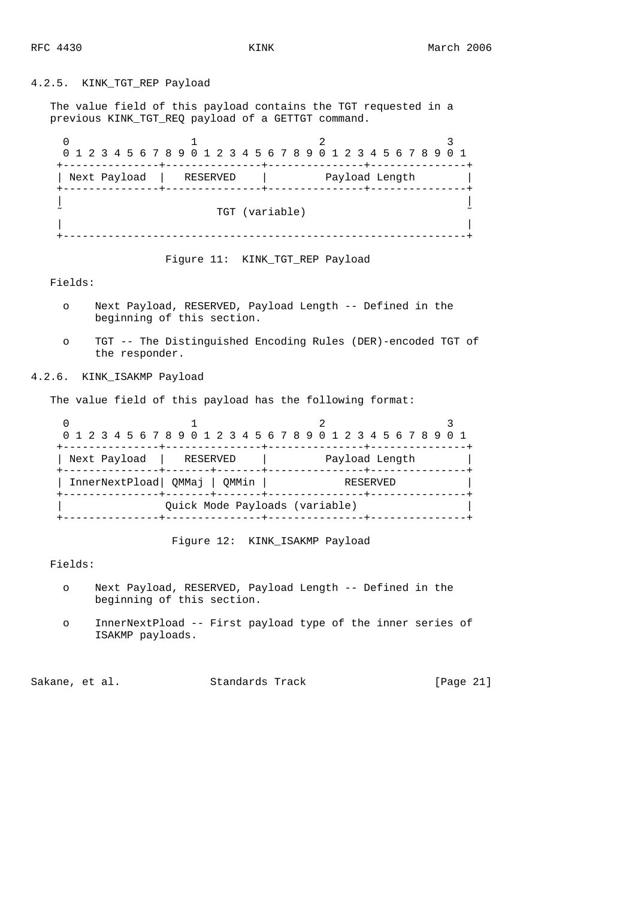#### 4.2.5. KINK_TGT_REP Payload

The value field of this payload contains the TGT requested in a previous KINK_TGT_REQ payload of a GETTGT command.

```
 0                   1                   2                   3
 0 1 2 3 4 5 6 7 8 9 0 1 2 3 4 5 6 7 8 9 0 1 2 3 4 5 6 7 8 9 0 1
+---------------+---------------+---------------+---------------+
| Next Payload  |   RESERVED    |         Payload Length        |
+---------------+---------------+---------------+---------------+
|                                                               |
~                         TGT (variable)                        ~
|                                                               |
+---------------------------------------------------------------+
```

Figure 11: KINK_TGT_REP Payload

Fields:

- Next Payload, RESERVED, Payload Length -- Defined in the beginning of this section.
- TGT -- The Distinguished Encoding Rules (DER)-encoded TGT of the responder.

#### 4.2.6. KINK_ISAKMP Payload

The value field of this payload has the following format:

```
 0                   1                   2                   3
 0 1 2 3 4 5 6 7 8 9 0 1 2 3 4 5 6 7 8 9 0 1 2 3 4 5 6 7 8 9 0 1
+---------------+---------------+---------------+---------------+
| Next Payload  |   RESERVED    |         Payload Length        |
+---------------+-------+-------+---------------+---------------+
| InnerNextPload| QMMaj | QMMin |            RESERVED           |
+---------------+-------+-------+---------------+---------------+
|                Quick Mode Payloads (variable)                 |
+---------------+---------------+---------------+---------------+
```

Figure 12: KINK_ISAKMP Payload

Fields:

- Next Payload, RESERVED, Payload Length -- Defined in the beginning of this section.
- InnerNextPload -- First payload type of the inner series of ISAKMP payloads.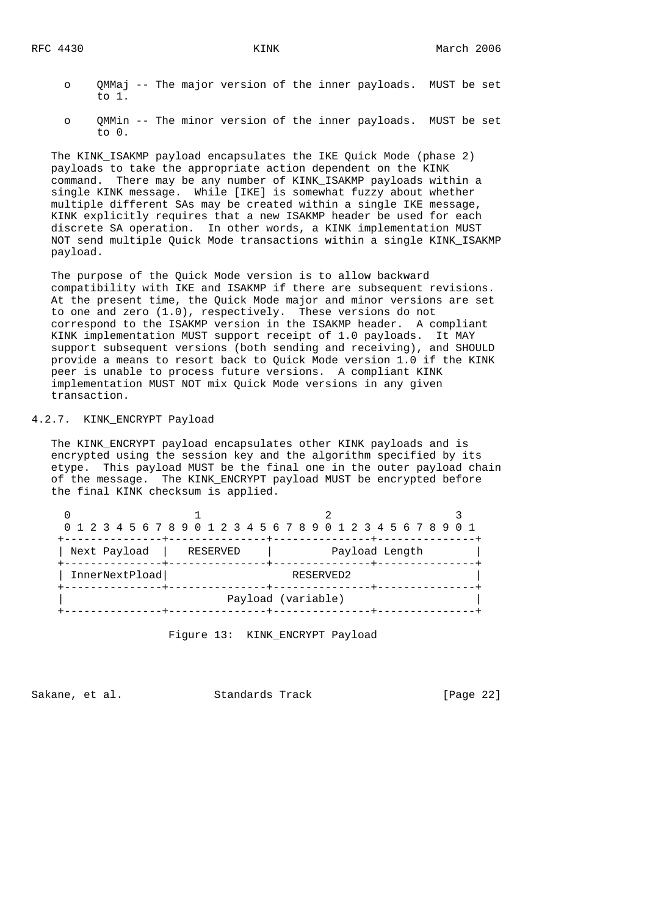- QMMaj -- The major version of the inner payloads. MUST be set to 1.

- QMMin -- The minor version of the inner payloads. MUST be set to 0.

The KINK_ISAKMP payload encapsulates the IKE Quick Mode (phase 2) payloads to take the appropriate action dependent on the KINK command. There may be any number of KINK_ISAKMP payloads within a single KINK message. While [IKE] is somewhat fuzzy about whether multiple different SAs may be created within a single IKE message, KINK explicitly requires that a new ISAKMP header be used for each discrete SA operation. In other words, a KINK implementation MUST NOT send multiple Quick Mode transactions within a single KINK_ISAKMP payload.

The purpose of the Quick Mode version is to allow backward compatibility with IKE and ISAKMP if there are subsequent revisions. At the present time, the Quick Mode major and minor versions are set to one and zero (1.0), respectively. These versions do not correspond to the ISAKMP version in the ISAKMP header. A compliant KINK implementation MUST support receipt of 1.0 payloads. It MAY support subsequent versions (both sending and receiving), and SHOULD provide a means to resort back to Quick Mode version 1.0 if the KINK peer is unable to process future versions. A compliant KINK implementation MUST NOT mix Quick Mode versions in any given transaction.

### 4.2.7. KINK_ENCRYPT Payload

The KINK_ENCRYPT payload encapsulates other KINK payloads and is encrypted using the session key and the algorithm specified by its etype. This payload MUST be the final one in the outer payload chain of the message. The KINK_ENCRYPT payload MUST be encrypted before the final KINK checksum is applied.

```
 0                   1                   2                   3
 0 1 2 3 4 5 6 7 8 9 0 1 2 3 4 5 6 7 8 9 0 1 2 3 4 5 6 7 8 9 0 1
+---------------+---------------+---------------+---------------+
| Next Payload  |   RESERVED    |         Payload Length        |
+---------------+---------------+---------------+---------------+
| InnerNextPload|                 RESERVED2                     |
+---------------+---------------+---------------+---------------+
|                       Payload (variable)                      |
+---------------+---------------+---------------+---------------+
```

Figure 13: KINK_ENCRYPT Payload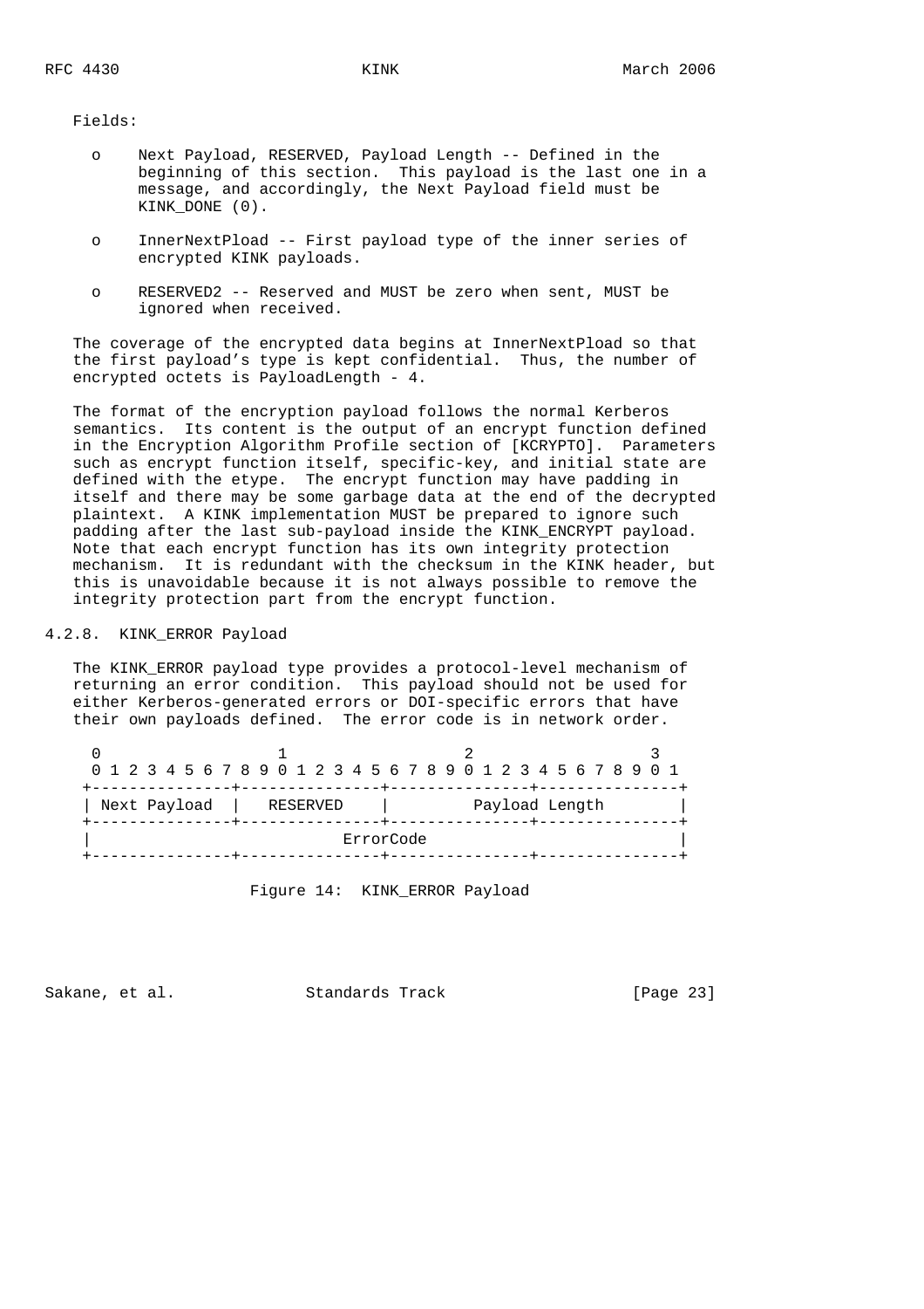Fields:

- Next Payload, RESERVED, Payload Length -- Defined in the beginning of this section. This payload is the last one in a message, and accordingly, the Next Payload field must be KINK_DONE (0).

- InnerNextPload -- First payload type of the inner series of encrypted KINK payloads.

- RESERVED2 -- Reserved and MUST be zero when sent, MUST be ignored when received.

The coverage of the encrypted data begins at InnerNextPload so that the first payload's type is kept confidential. Thus, the number of encrypted octets is PayloadLength - 4.

The format of the encryption payload follows the normal Kerberos semantics. Its content is the output of an encrypt function defined in the Encryption Algorithm Profile section of [KCRYPTO]. Parameters such as encrypt function itself, specific-key, and initial state are defined with the etype. The encrypt function may have padding in itself and there may be some garbage data at the end of the decrypted plaintext. A KINK implementation MUST be prepared to ignore such padding after the last sub-payload inside the KINK_ENCRYPT payload. Note that each encrypt function has its own integrity protection mechanism. It is redundant with the checksum in the KINK header, but this is unavoidable because it is not always possible to remove the integrity protection part from the encrypt function.

### 4.2.8. KINK_ERROR Payload

The KINK_ERROR payload type provides a protocol-level mechanism of returning an error condition. This payload should not be used for either Kerberos-generated errors or DOI-specific errors that have their own payloads defined. The error code is in network order.

```
 0                   1                   2                   3
 0 1 2 3 4 5 6 7 8 9 0 1 2 3 4 5 6 7 8 9 0 1 2 3 4 5 6 7 8 9 0 1
+---------------+---------------+---------------+---------------+
| Next Payload  |   RESERVED    |         Payload Length        |
+---------------+---------------+---------------+---------------+
|                           ErrorCode                           |
+---------------+---------------+---------------+---------------+
```

Figure 14: KINK_ERROR Payload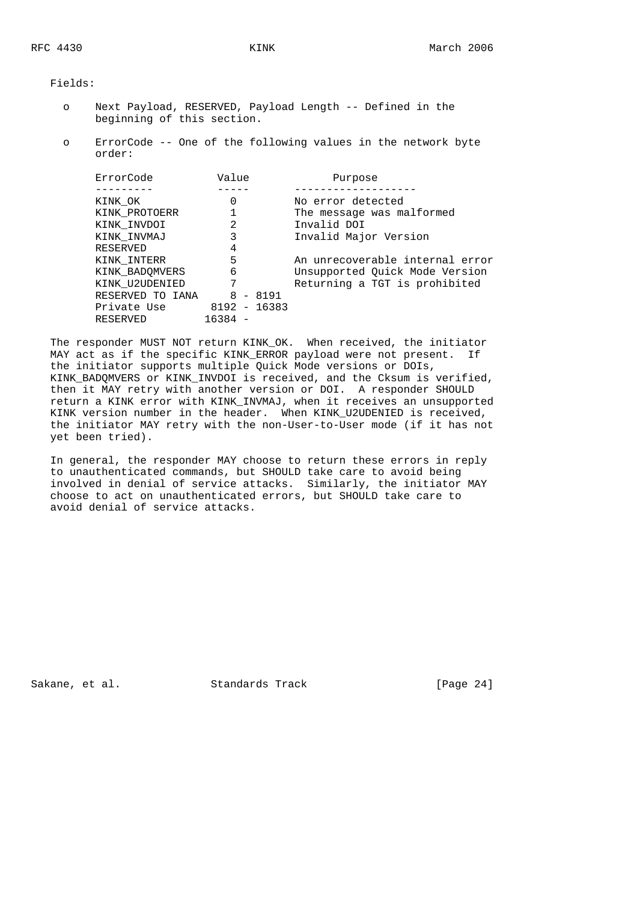Fields:

- Next Payload, RESERVED, Payload Length -- Defined in the beginning of this section.

- ErrorCode -- One of the following values in the network byte order:

| ErrorCode | Value | Purpose |
|---|---|---|
| KINK_OK | 0 | No error detected |
| KINK_PROTOERR | 1 | The message was malformed |
| KINK_INVDOI | 2 | Invalid DOI |
| KINK_INVMAJ | 3 | Invalid Major Version |
| RESERVED | 4 | |
| KINK_INTERR | 5 | An unrecoverable internal error |
| KINK_BADQMVERS | 6 | Unsupported Quick Mode Version |
| KINK_U2UDENIED | 7 | Returning a TGT is prohibited |
| RESERVED TO IANA | 8 - 8191 | |
| Private Use | 8192 - 16383 | |
| RESERVED | 16384 - | |

The responder MUST NOT return KINK_OK. When received, the initiator MAY act as if the specific KINK_ERROR payload were not present. If the initiator supports multiple Quick Mode versions or DOIs, KINK_BADQMVERS or KINK_INVDOI is received, and the Cksum is verified, then it MAY retry with another version or DOI. A responder SHOULD return a KINK error with KINK_INVMAJ, when it receives an unsupported KINK version number in the header. When KINK_U2UDENIED is received, the initiator MAY retry with the non-User-to-User mode (if it has not yet been tried).

In general, the responder MAY choose to return these errors in reply to unauthenticated commands, but SHOULD take care to avoid being involved in denial of service attacks. Similarly, the initiator MAY choose to act on unauthenticated errors, but SHOULD take care to avoid denial of service attacks.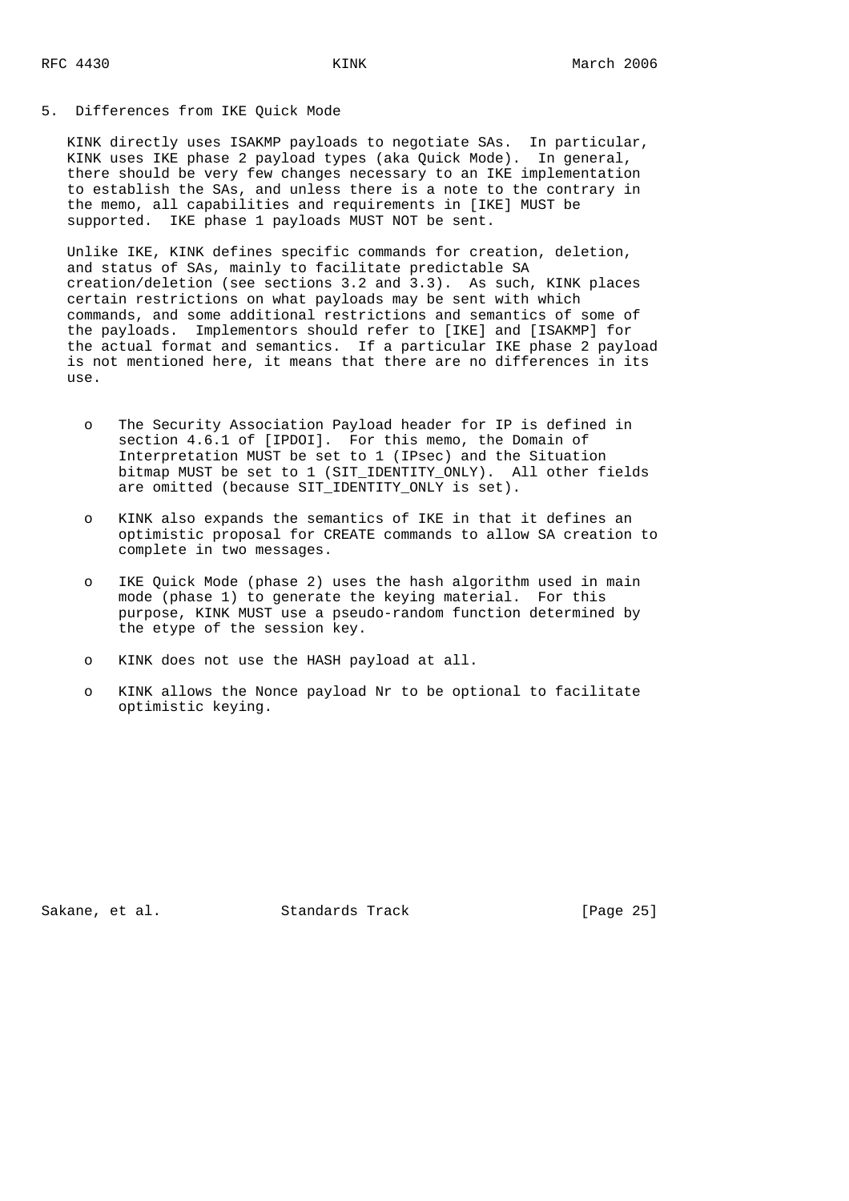## 5. Differences from IKE Quick Mode

KINK directly uses ISAKMP payloads to negotiate SAs. In particular, KINK uses IKE phase 2 payload types (aka Quick Mode). In general, there should be very few changes necessary to an IKE implementation to establish the SAs, and unless there is a note to the contrary in the memo, all capabilities and requirements in [IKE] MUST be supported. IKE phase 1 payloads MUST NOT be sent.

Unlike IKE, KINK defines specific commands for creation, deletion, and status of SAs, mainly to facilitate predictable SA creation/deletion (see sections 3.2 and 3.3). As such, KINK places certain restrictions on what payloads may be sent with which commands, and some additional restrictions and semantics of some of the payloads. Implementors should refer to [IKE] and [ISAKMP] for the actual format and semantics. If a particular IKE phase 2 payload is not mentioned here, it means that there are no differences in its use.

- The Security Association Payload header for IP is defined in section 4.6.1 of [IPDOI]. For this memo, the Domain of Interpretation MUST be set to 1 (IPsec) and the Situation bitmap MUST be set to 1 (SIT_IDENTITY_ONLY). All other fields are omitted (because SIT_IDENTITY_ONLY is set).
- KINK also expands the semantics of IKE in that it defines an optimistic proposal for CREATE commands to allow SA creation to complete in two messages.
- IKE Quick Mode (phase 2) uses the hash algorithm used in main mode (phase 1) to generate the keying material. For this purpose, KINK MUST use a pseudo-random function determined by the etype of the session key.
- KINK does not use the HASH payload at all.
- KINK allows the Nonce payload Nr to be optional to facilitate optimistic keying.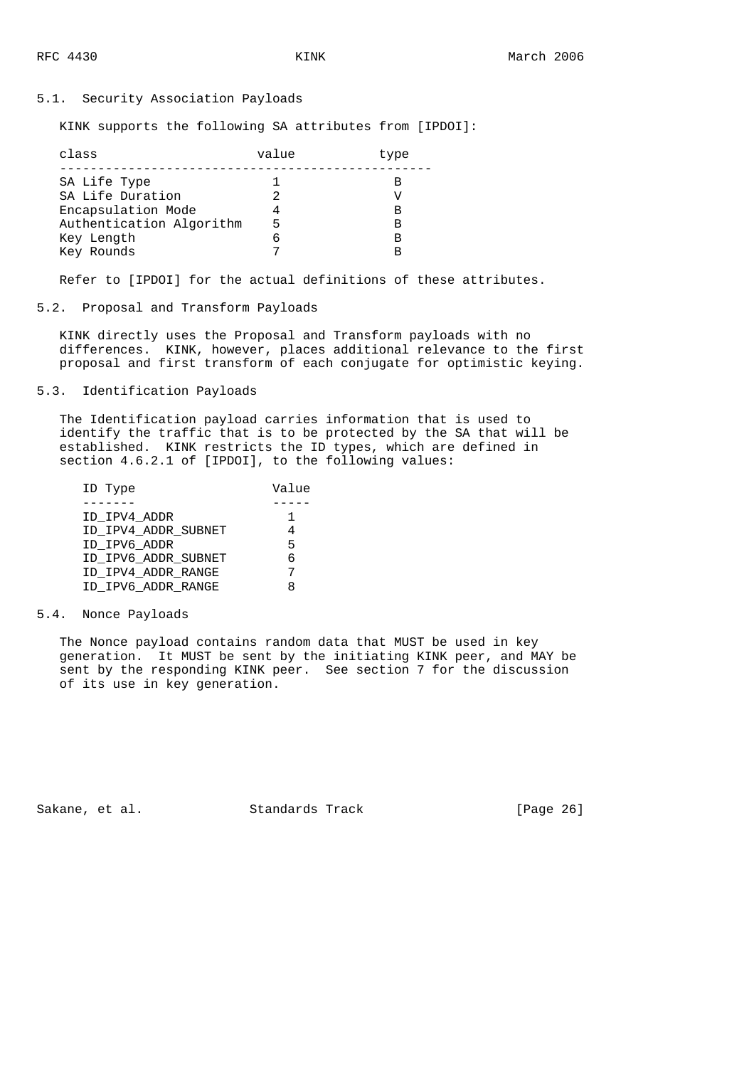### 5.1. Security Association Payloads

KINK supports the following SA attributes from [IPDOI]:

| class | value | type |
|---|---|---|
| SA Life Type | 1 | B |
| SA Life Duration | 2 | V |
| Encapsulation Mode | 4 | B |
| Authentication Algorithm | 5 | B |
| Key Length | 6 | B |
| Key Rounds | 7 | B |

Refer to [IPDOI] for the actual definitions of these attributes.

### 5.2. Proposal and Transform Payloads

KINK directly uses the Proposal and Transform payloads with no differences. KINK, however, places additional relevance to the first proposal and first transform of each conjugate for optimistic keying.

### 5.3. Identification Payloads

The Identification payload carries information that is used to identify the traffic that is to be protected by the SA that will be established. KINK restricts the ID types, which are defined in section 4.6.2.1 of [IPDOI], to the following values:

| ID Type | Value |
|---|---|
| ID_IPV4_ADDR | 1 |
| ID_IPV4_ADDR_SUBNET | 4 |
| ID_IPV6_ADDR | 5 |
| ID_IPV6_ADDR_SUBNET | 6 |
| ID_IPV4_ADDR_RANGE | 7 |
| ID_IPV6_ADDR_RANGE | 8 |

### 5.4. Nonce Payloads

The Nonce payload contains random data that MUST be used in key generation. It MUST be sent by the initiating KINK peer, and MAY be sent by the responding KINK peer. See section 7 for the discussion of its use in key generation.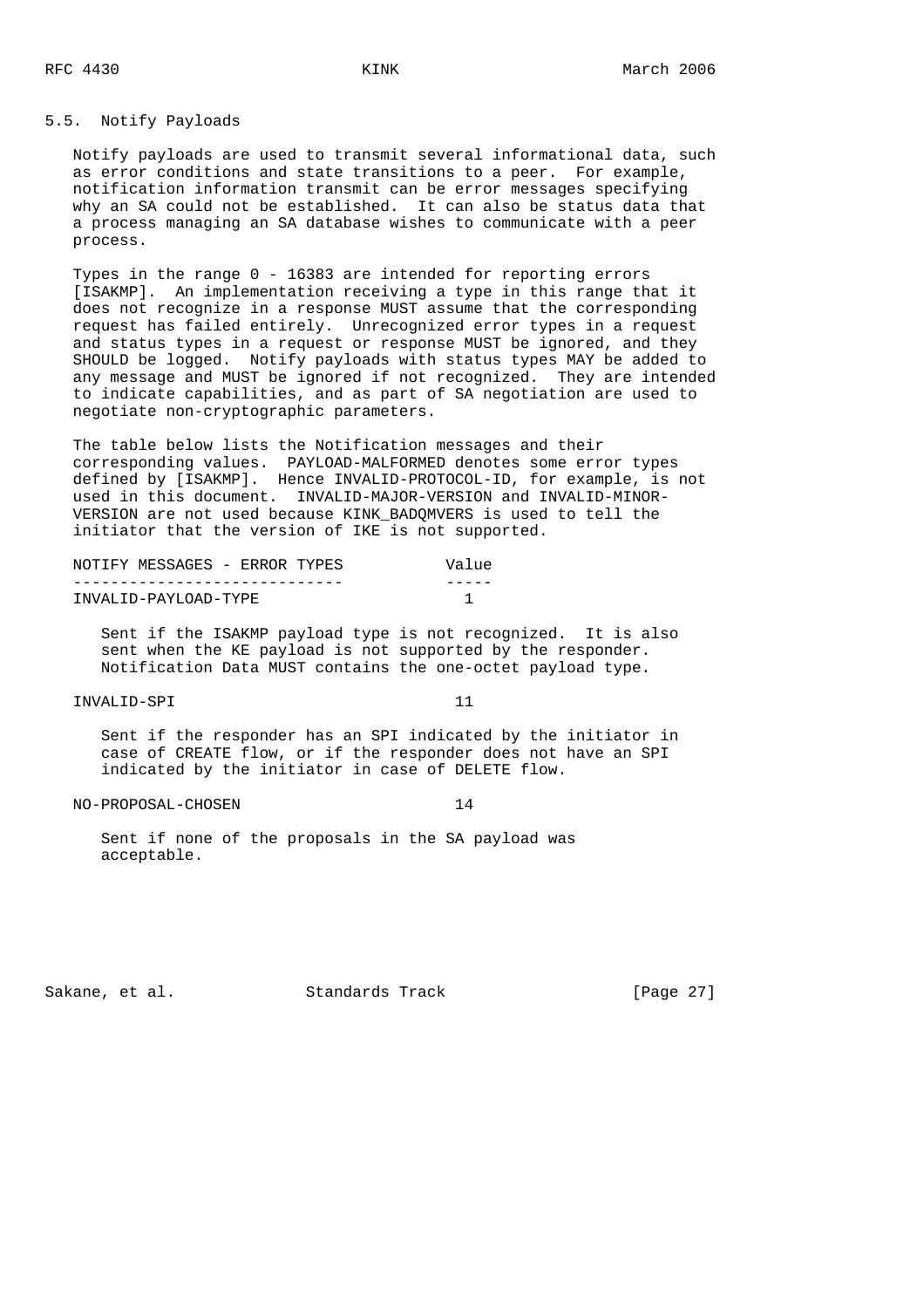### 5.5. Notify Payloads

Notify payloads are used to transmit several informational data, such as error conditions and state transitions to a peer. For example, notification information transmit can be error messages specifying why an SA could not be established. It can also be status data that a process managing an SA database wishes to communicate with a peer process.

Types in the range 0 - 16383 are intended for reporting errors [ISAKMP]. An implementation receiving a type in this range that it does not recognize in a response MUST assume that the corresponding request has failed entirely. Unrecognized error types in a request and status types in a request or response MUST be ignored, and they SHOULD be logged. Notify payloads with status types MAY be added to any message and MUST be ignored if not recognized. They are intended to indicate capabilities, and as part of SA negotiation are used to negotiate non-cryptographic parameters.

The table below lists the Notification messages and their corresponding values. PAYLOAD-MALFORMED denotes some error types defined by [ISAKMP]. Hence INVALID-PROTOCOL-ID, for example, is not used in this document. INVALID-MAJOR-VERSION and INVALID-MINOR-VERSION are not used because KINK_BADQMVERS is used to tell the initiator that the version of IKE is not supported.

```
NOTIFY MESSAGES - ERROR TYPES           Value
-----------------------------           -----
INVALID-PAYLOAD-TYPE                      1

   Sent if the ISAKMP payload type is not recognized.  It is also
   sent when the KE payload is not supported by the responder.
   Notification Data MUST contains the one-octet payload type.

INVALID-SPI                              11

   Sent if the responder has an SPI indicated by the initiator in
   case of CREATE flow, or if the responder does not have an SPI
   indicated by the initiator in case of DELETE flow.

NO-PROPOSAL-CHOSEN                       14

   Sent if none of the proposals in the SA payload was
   acceptable.
```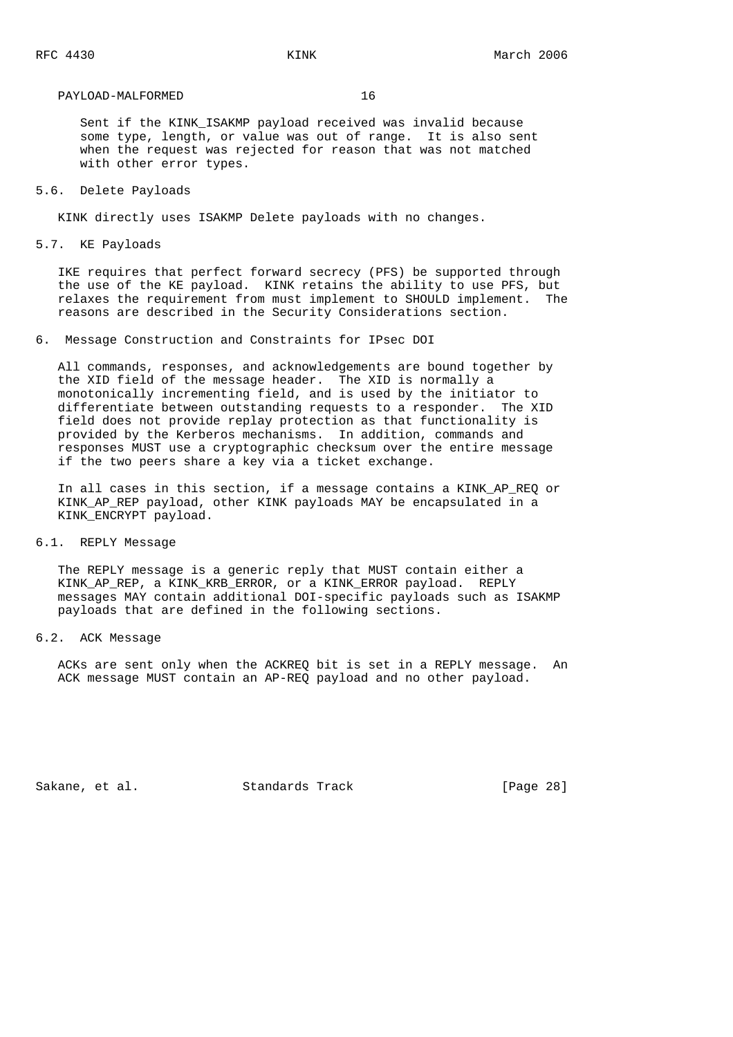PAYLOAD-MALFORMED 16

Sent if the KINK_ISAKMP payload received was invalid because some type, length, or value was out of range. It is also sent when the request was rejected for reason that was not matched with other error types.

### 5.6. Delete Payloads

KINK directly uses ISAKMP Delete payloads with no changes.

### 5.7. KE Payloads

IKE requires that perfect forward secrecy (PFS) be supported through the use of the KE payload. KINK retains the ability to use PFS, but relaxes the requirement from must implement to SHOULD implement. The reasons are described in the Security Considerations section.

## 6. Message Construction and Constraints for IPsec DOI

All commands, responses, and acknowledgements are bound together by the XID field of the message header. The XID is normally a monotonically incrementing field, and is used by the initiator to differentiate between outstanding requests to a responder. The XID field does not provide replay protection as that functionality is provided by the Kerberos mechanisms. In addition, commands and responses MUST use a cryptographic checksum over the entire message if the two peers share a key via a ticket exchange.

In all cases in this section, if a message contains a KINK_AP_REQ or KINK_AP_REP payload, other KINK payloads MAY be encapsulated in a KINK_ENCRYPT payload.

### 6.1. REPLY Message

The REPLY message is a generic reply that MUST contain either a KINK_AP_REP, a KINK_KRB_ERROR, or a KINK_ERROR payload. REPLY messages MAY contain additional DOI-specific payloads such as ISAKMP payloads that are defined in the following sections.

### 6.2. ACK Message

ACKs are sent only when the ACKREQ bit is set in a REPLY message. An ACK message MUST contain an AP-REQ payload and no other payload.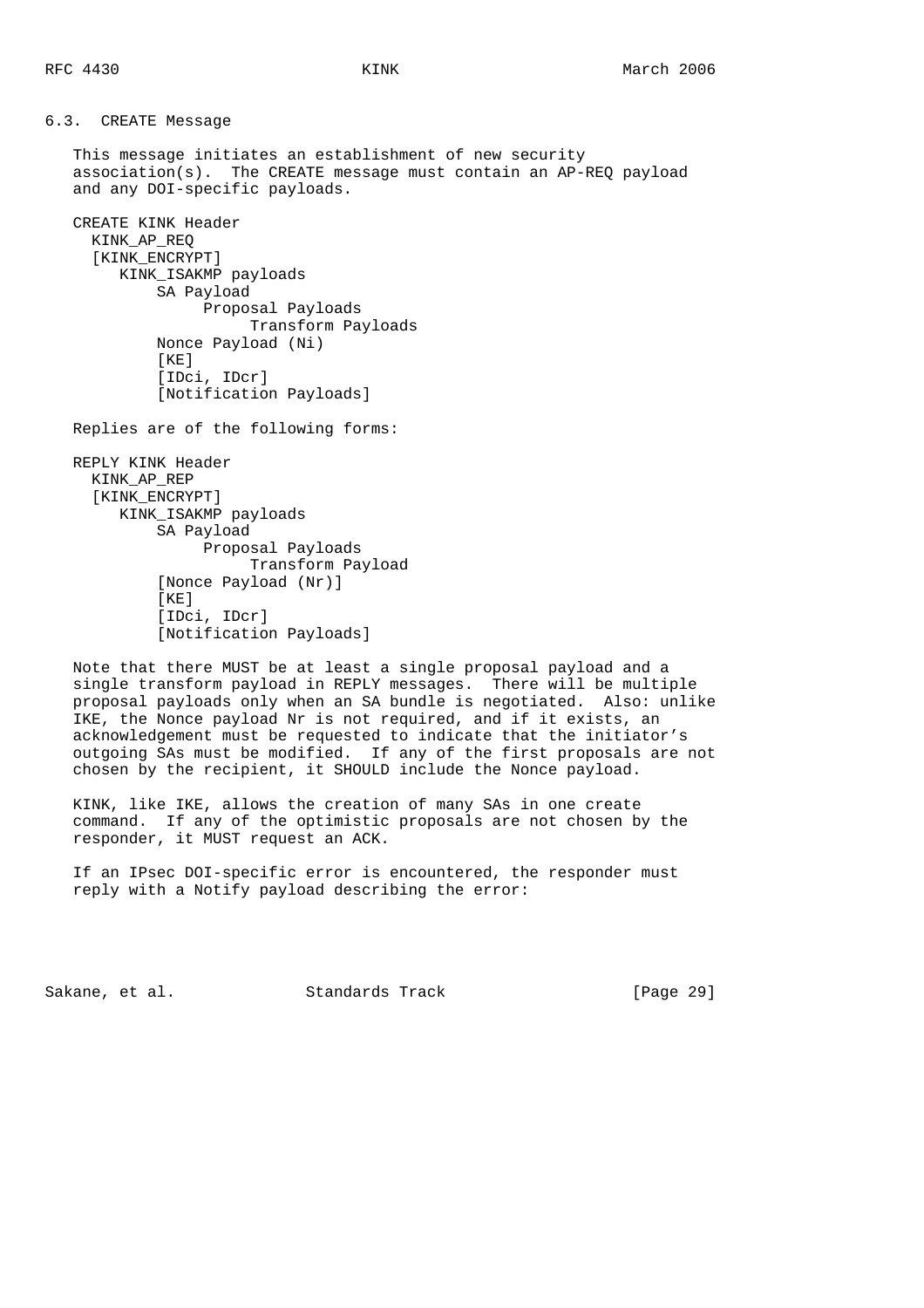### 6.3. CREATE Message

This message initiates an establishment of new security association(s). The CREATE message must contain an AP-REQ payload and any DOI-specific payloads.

```
CREATE KINK Header
  KINK_AP_REQ
  [KINK_ENCRYPT]
     KINK_ISAKMP payloads
         SA Payload
              Proposal Payloads
                   Transform Payloads
         Nonce Payload (Ni)
         [KE]
         [IDci, IDcr]
         [Notification Payloads]
```

Replies are of the following forms:

```
REPLY KINK Header
  KINK_AP_REP
  [KINK_ENCRYPT]
     KINK_ISAKMP payloads
         SA Payload
              Proposal Payloads
                   Transform Payload
         [Nonce Payload (Nr)]
         [KE]
         [IDci, IDcr]
         [Notification Payloads]
```

Note that there MUST be at least a single proposal payload and a single transform payload in REPLY messages. There will be multiple proposal payloads only when an SA bundle is negotiated. Also: unlike IKE, the Nonce payload Nr is not required, and if it exists, an acknowledgement must be requested to indicate that the initiator's outgoing SAs must be modified. If any of the first proposals are not chosen by the recipient, it SHOULD include the Nonce payload.

KINK, like IKE, allows the creation of many SAs in one create command. If any of the optimistic proposals are not chosen by the responder, it MUST request an ACK.

If an IPsec DOI-specific error is encountered, the responder must reply with a Notify payload describing the error: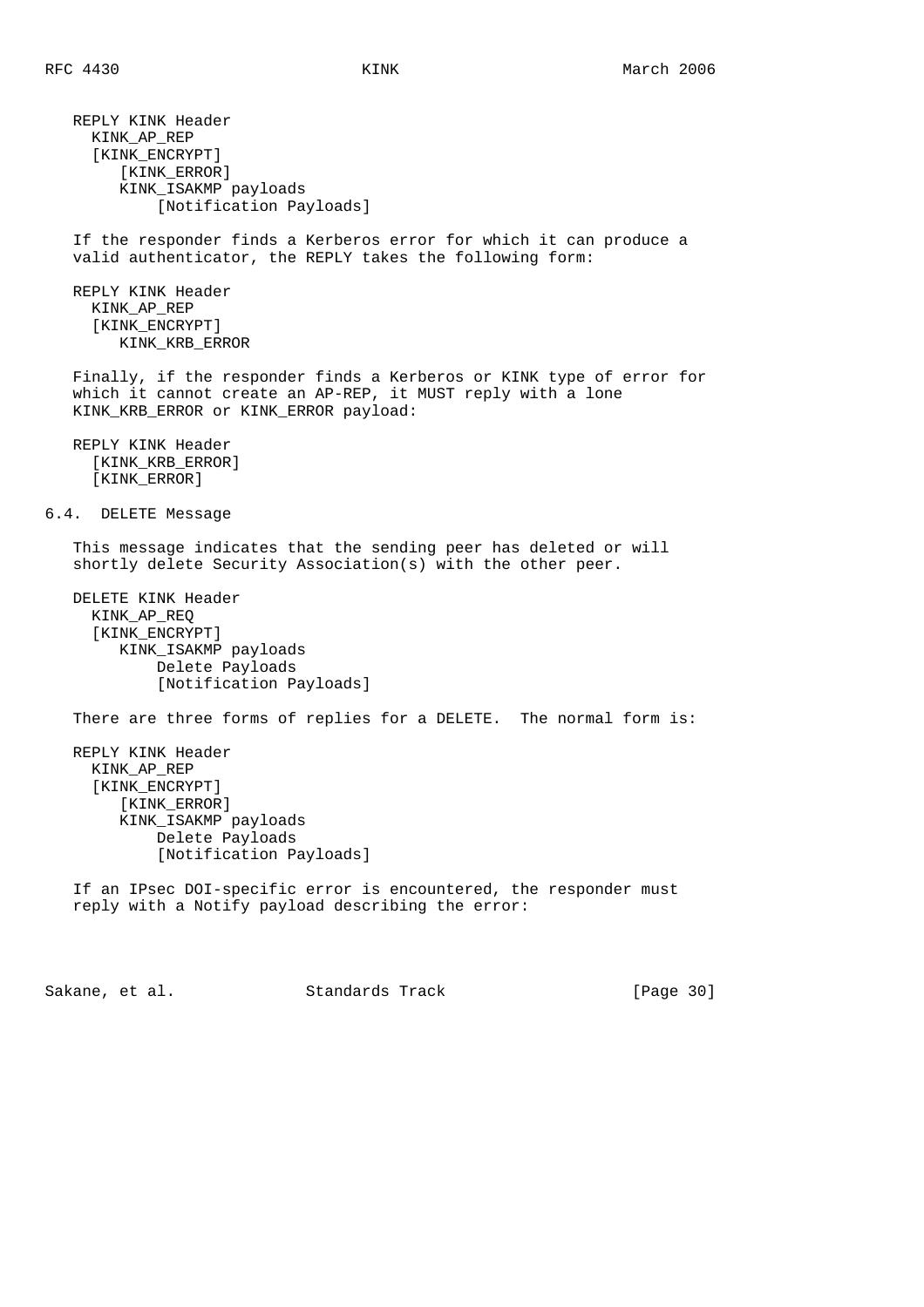```
REPLY KINK Header
  KINK_AP_REP
  [KINK_ENCRYPT]
     [KINK_ERROR]
     KINK_ISAKMP payloads
         [Notification Payloads]
```

If the responder finds a Kerberos error for which it can produce a valid authenticator, the REPLY takes the following form:

```
REPLY KINK Header
  KINK_AP_REP
  [KINK_ENCRYPT]
     KINK_KRB_ERROR
```

Finally, if the responder finds a Kerberos or KINK type of error for which it cannot create an AP-REP, it MUST reply with a lone KINK_KRB_ERROR or KINK_ERROR payload:

```
REPLY KINK Header
  [KINK_KRB_ERROR]
  [KINK_ERROR]
```

### 6.4. DELETE Message

This message indicates that the sending peer has deleted or will shortly delete Security Association(s) with the other peer.

```
DELETE KINK Header
  KINK_AP_REQ
  [KINK_ENCRYPT]
     KINK_ISAKMP payloads
         Delete Payloads
         [Notification Payloads]
```

There are three forms of replies for a DELETE. The normal form is:

```
REPLY KINK Header
  KINK_AP_REP
  [KINK_ENCRYPT]
     [KINK_ERROR]
     KINK_ISAKMP payloads
         Delete Payloads
         [Notification Payloads]
```

If an IPsec DOI-specific error is encountered, the responder must reply with a Notify payload describing the error: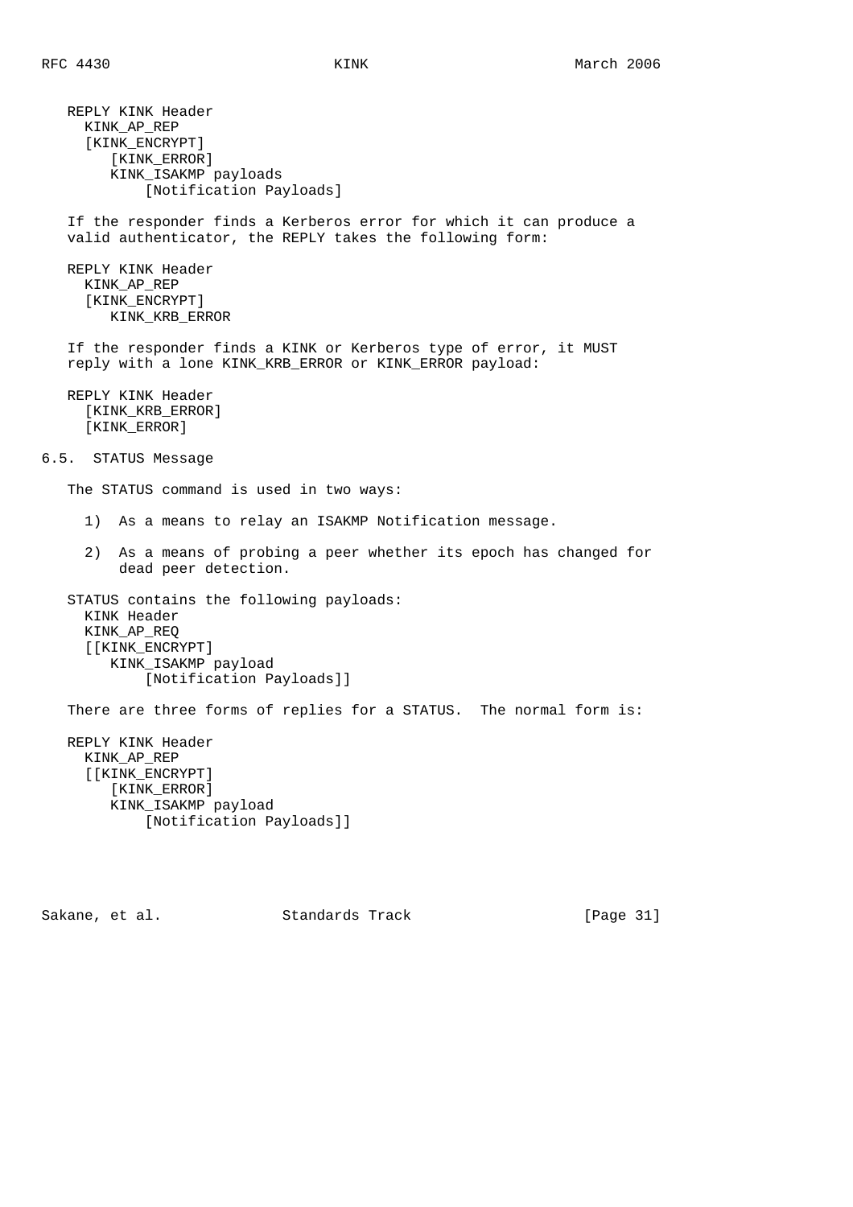```
REPLY KINK Header
  KINK_AP_REP
  [KINK_ENCRYPT]
     [KINK_ERROR]
     KINK_ISAKMP payloads
         [Notification Payloads]
```

If the responder finds a Kerberos error for which it can produce a valid authenticator, the REPLY takes the following form:

```
REPLY KINK Header
  KINK_AP_REP
  [KINK_ENCRYPT]
     KINK_KRB_ERROR
```

If the responder finds a KINK or Kerberos type of error, it MUST reply with a lone KINK_KRB_ERROR or KINK_ERROR payload:

```
REPLY KINK Header
  [KINK_KRB_ERROR]
  [KINK_ERROR]
```

## 6.5. STATUS Message

The STATUS command is used in two ways:

1) As a means to relay an ISAKMP Notification message.

2) As a means of probing a peer whether its epoch has changed for dead peer detection.

STATUS contains the following payloads:

```
  KINK Header
  KINK_AP_REQ
  [[KINK_ENCRYPT]
     KINK_ISAKMP payload
         [Notification Payloads]]
```

There are three forms of replies for a STATUS. The normal form is:

```
REPLY KINK Header
  KINK_AP_REP
  [[KINK_ENCRYPT]
     [KINK_ERROR]
     KINK_ISAKMP payload
         [Notification Payloads]]
```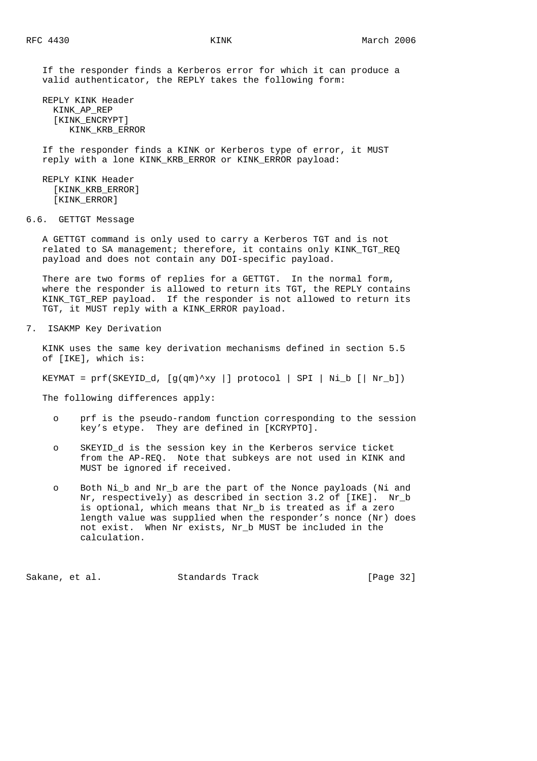If the responder finds a Kerberos error for which it can produce a valid authenticator, the REPLY takes the following form:

```
REPLY KINK Header
  KINK_AP_REP
  [KINK_ENCRYPT]
     KINK_KRB_ERROR
```

If the responder finds a KINK or Kerberos type of error, it MUST reply with a lone KINK_KRB_ERROR or KINK_ERROR payload:

```
REPLY KINK Header
  [KINK_KRB_ERROR]
  [KINK_ERROR]
```

### 6.6. GETTGT Message

A GETTGT command is only used to carry a Kerberos TGT and is not related to SA management; therefore, it contains only KINK_TGT_REQ payload and does not contain any DOI-specific payload.

There are two forms of replies for a GETTGT. In the normal form, where the responder is allowed to return its TGT, the REPLY contains KINK_TGT_REP payload. If the responder is not allowed to return its TGT, it MUST reply with a KINK_ERROR payload.

## 7. ISAKMP Key Derivation

KINK uses the same key derivation mechanisms defined in section 5.5 of [IKE], which is:

```
KEYMAT = prf(SKEYID_d, [g(qm)^xy |] protocol | SPI | Ni_b [| Nr_b])
```

The following differences apply:

- prf is the pseudo-random function corresponding to the session key's etype. They are defined in [KCRYPTO].
- SKEYID_d is the session key in the Kerberos service ticket from the AP-REQ. Note that subkeys are not used in KINK and MUST be ignored if received.
- Both Ni_b and Nr_b are the part of the Nonce payloads (Ni and Nr, respectively) as described in section 3.2 of [IKE]. Nr_b is optional, which means that Nr_b is treated as if a zero length value was supplied when the responder's nonce (Nr) does not exist. When Nr exists, Nr_b MUST be included in the calculation.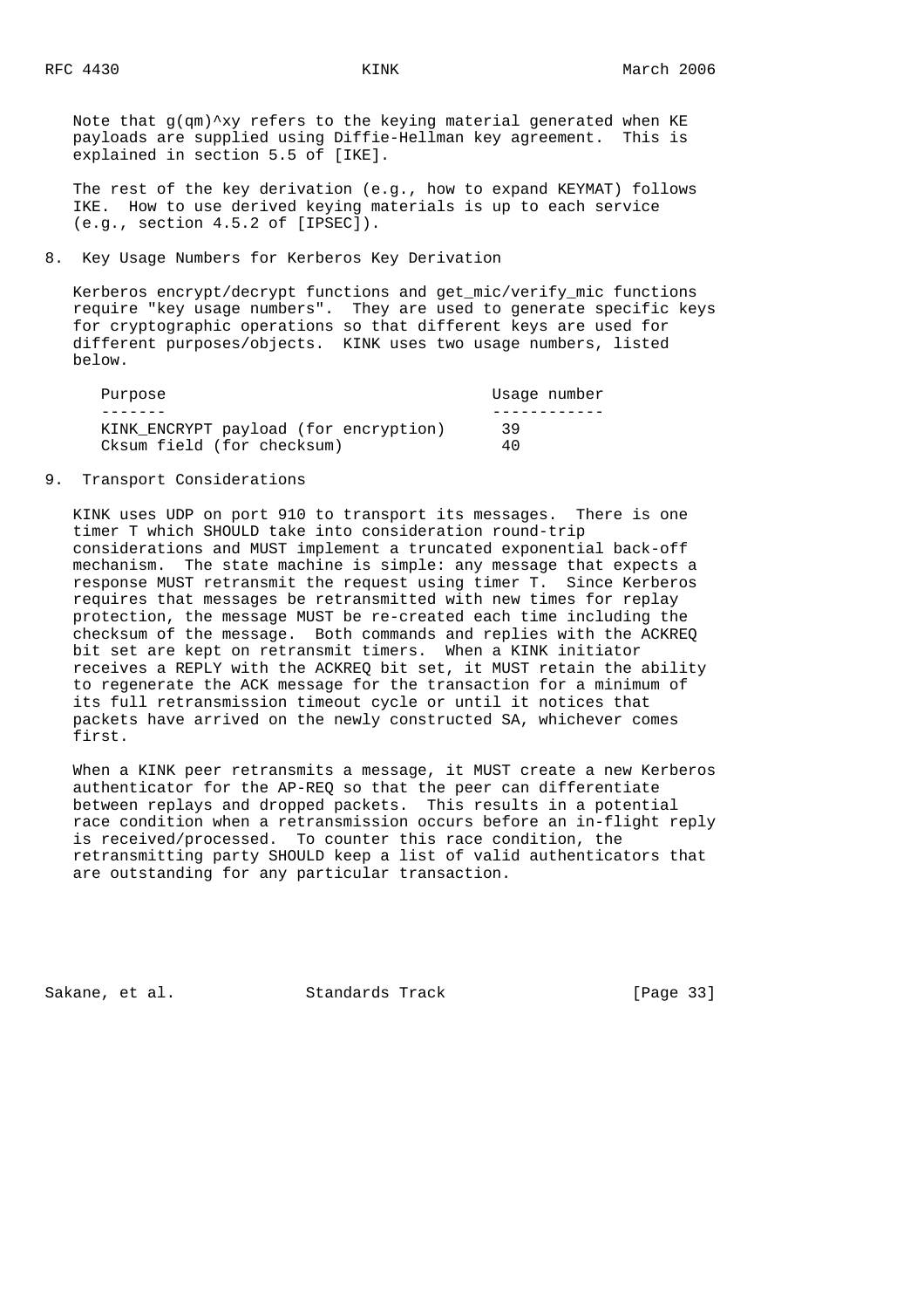Note that $g(qm)^{xy}$ refers to the keying material generated when KE payloads are supplied using Diffie-Hellman key agreement. This is explained in section 5.5 of [IKE].

The rest of the key derivation (e.g., how to expand KEYMAT) follows IKE. How to use derived keying materials is up to each service (e.g., section 4.5.2 of [IPSEC]).

## 8. Key Usage Numbers for Kerberos Key Derivation

Kerberos encrypt/decrypt functions and get_mic/verify_mic functions require "key usage numbers". They are used to generate specific keys for cryptographic operations so that different keys are used for different purposes/objects. KINK uses two usage numbers, listed below.

| Purpose | Usage number |
| --- | --- |
| KINK_ENCRYPT payload (for encryption) | 39 |
| Cksum field (for checksum) | 40 |

## 9. Transport Considerations

KINK uses UDP on port 910 to transport its messages. There is one timer T which SHOULD take into consideration round-trip considerations and MUST implement a truncated exponential back-off mechanism. The state machine is simple: any message that expects a response MUST retransmit the request using timer T. Since Kerberos requires that messages be retransmitted with new times for replay protection, the message MUST be re-created each time including the checksum of the message. Both commands and replies with the ACKREQ bit set are kept on retransmit timers. When a KINK initiator receives a REPLY with the ACKREQ bit set, it MUST retain the ability to regenerate the ACK message for the transaction for a minimum of its full retransmission timeout cycle or until it notices that packets have arrived on the newly constructed SA, whichever comes first.

When a KINK peer retransmits a message, it MUST create a new Kerberos authenticator for the AP-REQ so that the peer can differentiate between replays and dropped packets. This results in a potential race condition when a retransmission occurs before an in-flight reply is received/processed. To counter this race condition, the retransmitting party SHOULD keep a list of valid authenticators that are outstanding for any particular transaction.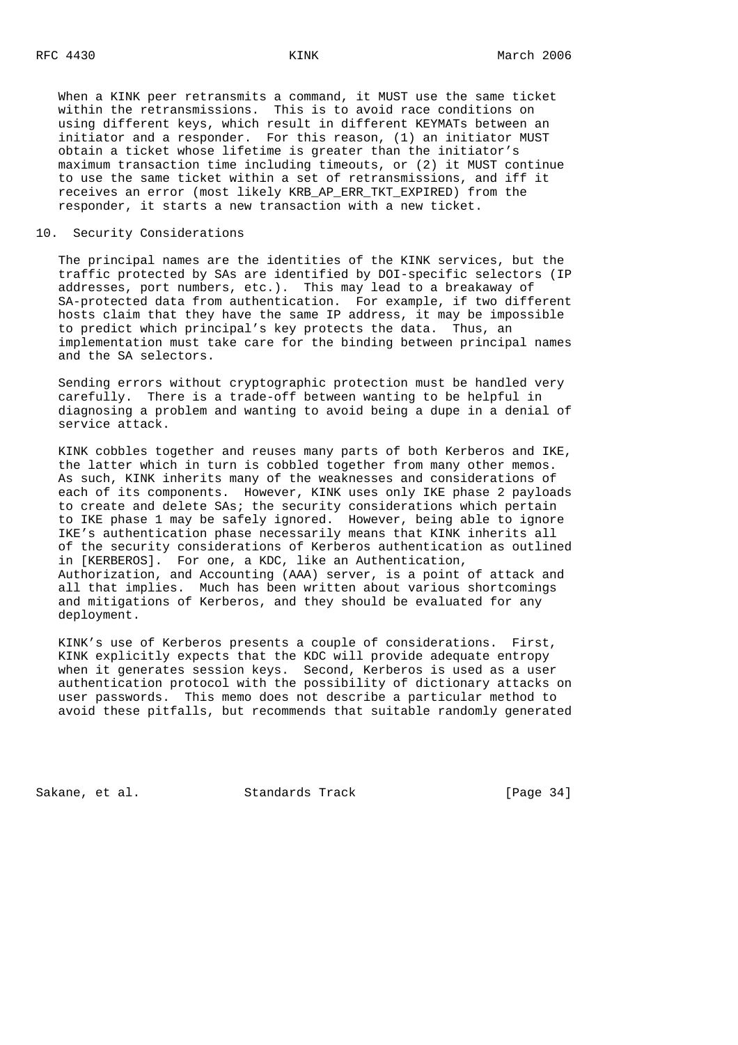When a KINK peer retransmits a command, it MUST use the same ticket within the retransmissions. This is to avoid race conditions on using different keys, which result in different KEYMATs between an initiator and a responder. For this reason, (1) an initiator MUST obtain a ticket whose lifetime is greater than the initiator's maximum transaction time including timeouts, or (2) it MUST continue to use the same ticket within a set of retransmissions, and iff it receives an error (most likely KRB_AP_ERR_TKT_EXPIRED) from the responder, it starts a new transaction with a new ticket.

## 10. Security Considerations

The principal names are the identities of the KINK services, but the traffic protected by SAs are identified by DOI-specific selectors (IP addresses, port numbers, etc.). This may lead to a breakaway of SA-protected data from authentication. For example, if two different hosts claim that they have the same IP address, it may be impossible to predict which principal's key protects the data. Thus, an implementation must take care for the binding between principal names and the SA selectors.

Sending errors without cryptographic protection must be handled very carefully. There is a trade-off between wanting to be helpful in diagnosing a problem and wanting to avoid being a dupe in a denial of service attack.

KINK cobbles together and reuses many parts of both Kerberos and IKE, the latter which in turn is cobbled together from many other memos. As such, KINK inherits many of the weaknesses and considerations of each of its components. However, KINK uses only IKE phase 2 payloads to create and delete SAs; the security considerations which pertain to IKE phase 1 may be safely ignored. However, being able to ignore IKE's authentication phase necessarily means that KINK inherits all of the security considerations of Kerberos authentication as outlined in [KERBEROS]. For one, a KDC, like an Authentication, Authorization, and Accounting (AAA) server, is a point of attack and all that implies. Much has been written about various shortcomings and mitigations of Kerberos, and they should be evaluated for any deployment.

KINK's use of Kerberos presents a couple of considerations. First, KINK explicitly expects that the KDC will provide adequate entropy when it generates session keys. Second, Kerberos is used as a user authentication protocol with the possibility of dictionary attacks on user passwords. This memo does not describe a particular method to avoid these pitfalls, but recommends that suitable randomly generated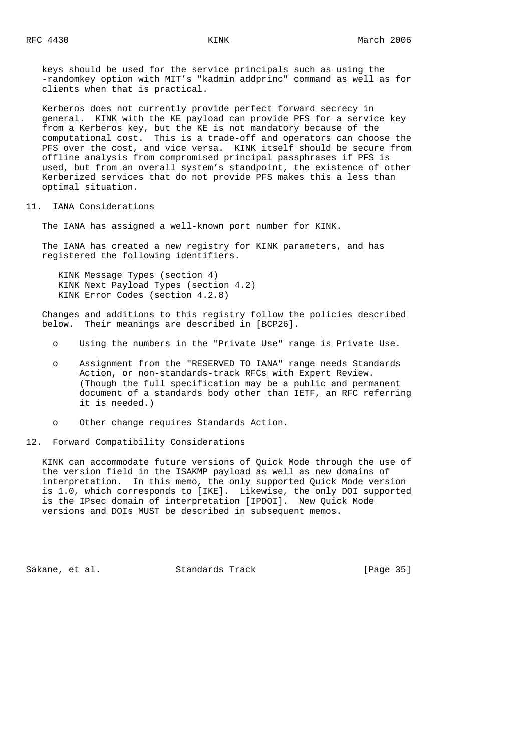keys should be used for the service principals such as using the -randomkey option with MIT's "kadmin addprinc" command as well as for clients when that is practical.

Kerberos does not currently provide perfect forward secrecy in general. KINK with the KE payload can provide PFS for a service key from a Kerberos key, but the KE is not mandatory because of the computational cost. This is a trade-off and operators can choose the PFS over the cost, and vice versa. KINK itself should be secure from offline analysis from compromised principal passphrases if PFS is used, but from an overall system's standpoint, the existence of other Kerberized services that do not provide PFS makes this a less than optimal situation.

## 11. IANA Considerations

The IANA has assigned a well-known port number for KINK.

The IANA has created a new registry for KINK parameters, and has registered the following identifiers.

KINK Message Types (section 4)
KINK Next Payload Types (section 4.2)
KINK Error Codes (section 4.2.8)

Changes and additions to this registry follow the policies described below. Their meanings are described in [BCP26].

- Using the numbers in the "Private Use" range is Private Use.
- Assignment from the "RESERVED TO IANA" range needs Standards Action, or non-standards-track RFCs with Expert Review. (Though the full specification may be a public and permanent document of a standards body other than IETF, an RFC referring it is needed.)
- Other change requires Standards Action.

## 12. Forward Compatibility Considerations

KINK can accommodate future versions of Quick Mode through the use of the version field in the ISAKMP payload as well as new domains of interpretation. In this memo, the only supported Quick Mode version is 1.0, which corresponds to [IKE]. Likewise, the only DOI supported is the IPsec domain of interpretation [IPDOI]. New Quick Mode versions and DOIs MUST be described in subsequent memos.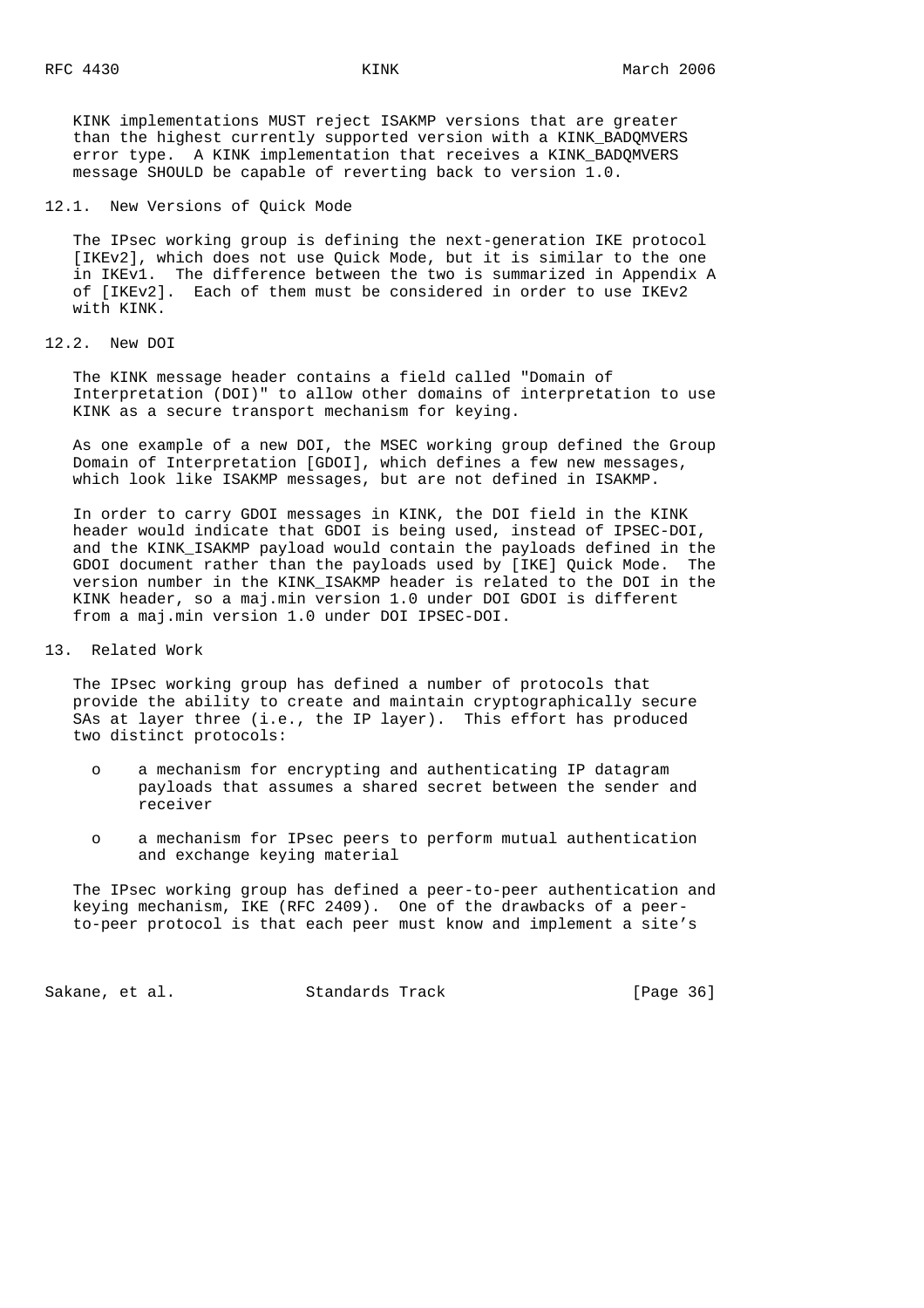KINK implementations MUST reject ISAKMP versions that are greater than the highest currently supported version with a KINK_BADQMVERS error type. A KINK implementation that receives a KINK_BADQMVERS message SHOULD be capable of reverting back to version 1.0.

## 12.1. New Versions of Quick Mode

The IPsec working group is defining the next-generation IKE protocol [IKEv2], which does not use Quick Mode, but it is similar to the one in IKEv1. The difference between the two is summarized in Appendix A of [IKEv2]. Each of them must be considered in order to use IKEv2 with KINK.

## 12.2. New DOI

The KINK message header contains a field called "Domain of Interpretation (DOI)" to allow other domains of interpretation to use KINK as a secure transport mechanism for keying.

As one example of a new DOI, the MSEC working group defined the Group Domain of Interpretation [GDOI], which defines a few new messages, which look like ISAKMP messages, but are not defined in ISAKMP.

In order to carry GDOI messages in KINK, the DOI field in the KINK header would indicate that GDOI is being used, instead of IPSEC-DOI, and the KINK_ISAKMP payload would contain the payloads defined in the GDOI document rather than the payloads used by [IKE] Quick Mode. The version number in the KINK_ISAKMP header is related to the DOI in the KINK header, so a maj.min version 1.0 under DOI GDOI is different from a maj.min version 1.0 under DOI IPSEC-DOI.

# 13. Related Work

The IPsec working group has defined a number of protocols that provide the ability to create and maintain cryptographically secure SAs at layer three (i.e., the IP layer). This effort has produced two distinct protocols:

- a mechanism for encrypting and authenticating IP datagram payloads that assumes a shared secret between the sender and receiver
- a mechanism for IPsec peers to perform mutual authentication and exchange keying material

The IPsec working group has defined a peer-to-peer authentication and keying mechanism, IKE (RFC 2409). One of the drawbacks of a peer-to-peer protocol is that each peer must know and implement a site's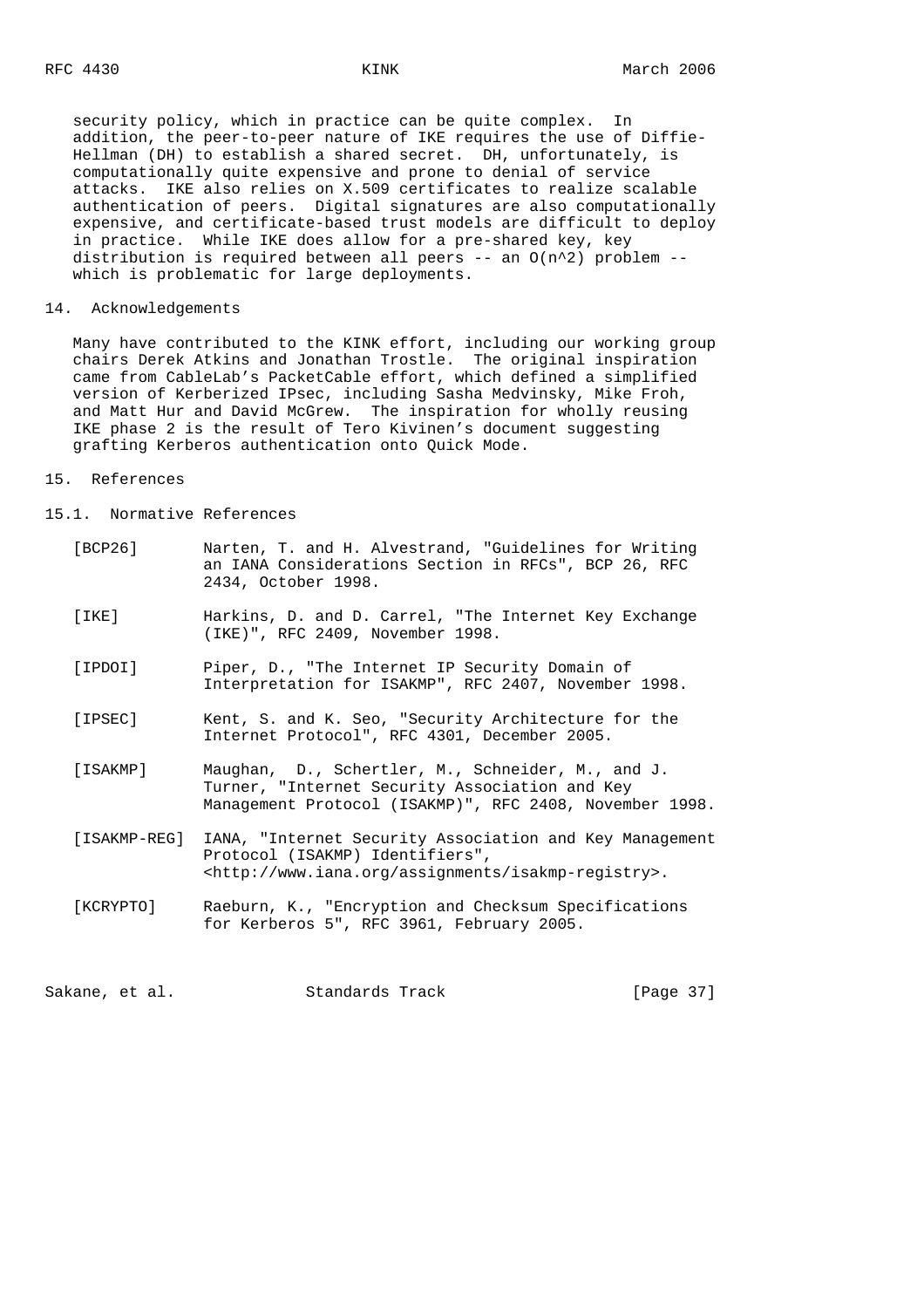security policy, which in practice can be quite complex. In addition, the peer-to-peer nature of IKE requires the use of Diffie-Hellman (DH) to establish a shared secret. DH, unfortunately, is computationally quite expensive and prone to denial of service attacks. IKE also relies on X.509 certificates to realize scalable authentication of peers. Digital signatures are also computationally expensive, and certificate-based trust models are difficult to deploy in practice. While IKE does allow for a pre-shared key, key distribution is required between all peers -- an $O(n^2)$ problem -- which is problematic for large deployments.

## 14. Acknowledgements

Many have contributed to the KINK effort, including our working group chairs Derek Atkins and Jonathan Trostle. The original inspiration came from CableLab's PacketCable effort, which defined a simplified version of Kerberized IPsec, including Sasha Medvinsky, Mike Froh, and Matt Hur and David McGrew. The inspiration for wholly reusing IKE phase 2 is the result of Tero Kivinen's document suggesting grafting Kerberos authentication onto Quick Mode.

## 15. References

### 15.1. Normative References

[BCP26] Narten, T. and H. Alvestrand, "Guidelines for Writing an IANA Considerations Section in RFCs", BCP 26, RFC 2434, October 1998.

[IKE] Harkins, D. and D. Carrel, "The Internet Key Exchange (IKE)", RFC 2409, November 1998.

[IPDOI] Piper, D., "The Internet IP Security Domain of Interpretation for ISAKMP", RFC 2407, November 1998.

[IPSEC] Kent, S. and K. Seo, "Security Architecture for the Internet Protocol", RFC 4301, December 2005.

[ISAKMP] Maughan, D., Schertler, M., Schneider, M., and J. Turner, "Internet Security Association and Key Management Protocol (ISAKMP)", RFC 2408, November 1998.

[ISAKMP-REG] IANA, "Internet Security Association and Key Management Protocol (ISAKMP) Identifiers", <http://www.iana.org/assignments/isakmp-registry>.

[KCRYPTO] Raeburn, K., "Encryption and Checksum Specifications for Kerberos 5", RFC 3961, February 2005.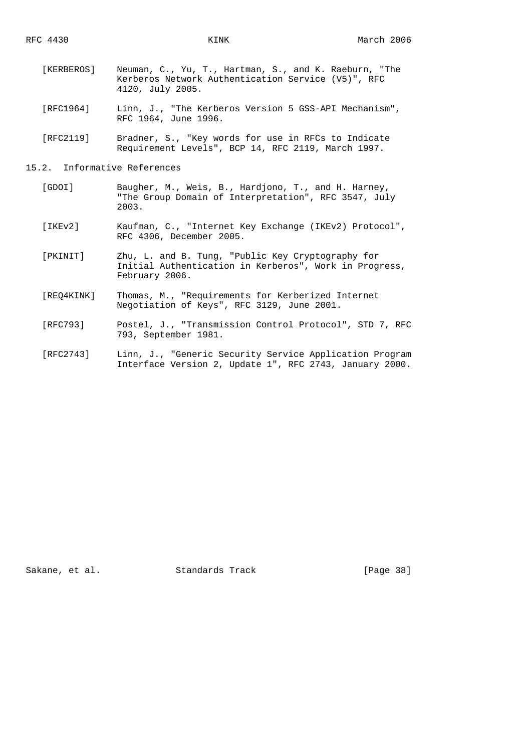[KERBEROS] Neuman, C., Yu, T., Hartman, S., and K. Raeburn, "The Kerberos Network Authentication Service (V5)", RFC 4120, July 2005.

[RFC1964] Linn, J., "The Kerberos Version 5 GSS-API Mechanism", RFC 1964, June 1996.

[RFC2119] Bradner, S., "Key words for use in RFCs to Indicate Requirement Levels", BCP 14, RFC 2119, March 1997.

## 15.2. Informative References

[GDOI] Baugher, M., Weis, B., Hardjono, T., and H. Harney, "The Group Domain of Interpretation", RFC 3547, July 2003.

[IKEv2] Kaufman, C., "Internet Key Exchange (IKEv2) Protocol", RFC 4306, December 2005.

[PKINIT] Zhu, L. and B. Tung, "Public Key Cryptography for Initial Authentication in Kerberos", Work in Progress, February 2006.

[REQ4KINK] Thomas, M., "Requirements for Kerberized Internet Negotiation of Keys", RFC 3129, June 2001.

[RFC793] Postel, J., "Transmission Control Protocol", STD 7, RFC 793, September 1981.

[RFC2743] Linn, J., "Generic Security Service Application Program Interface Version 2, Update 1", RFC 2743, January 2000.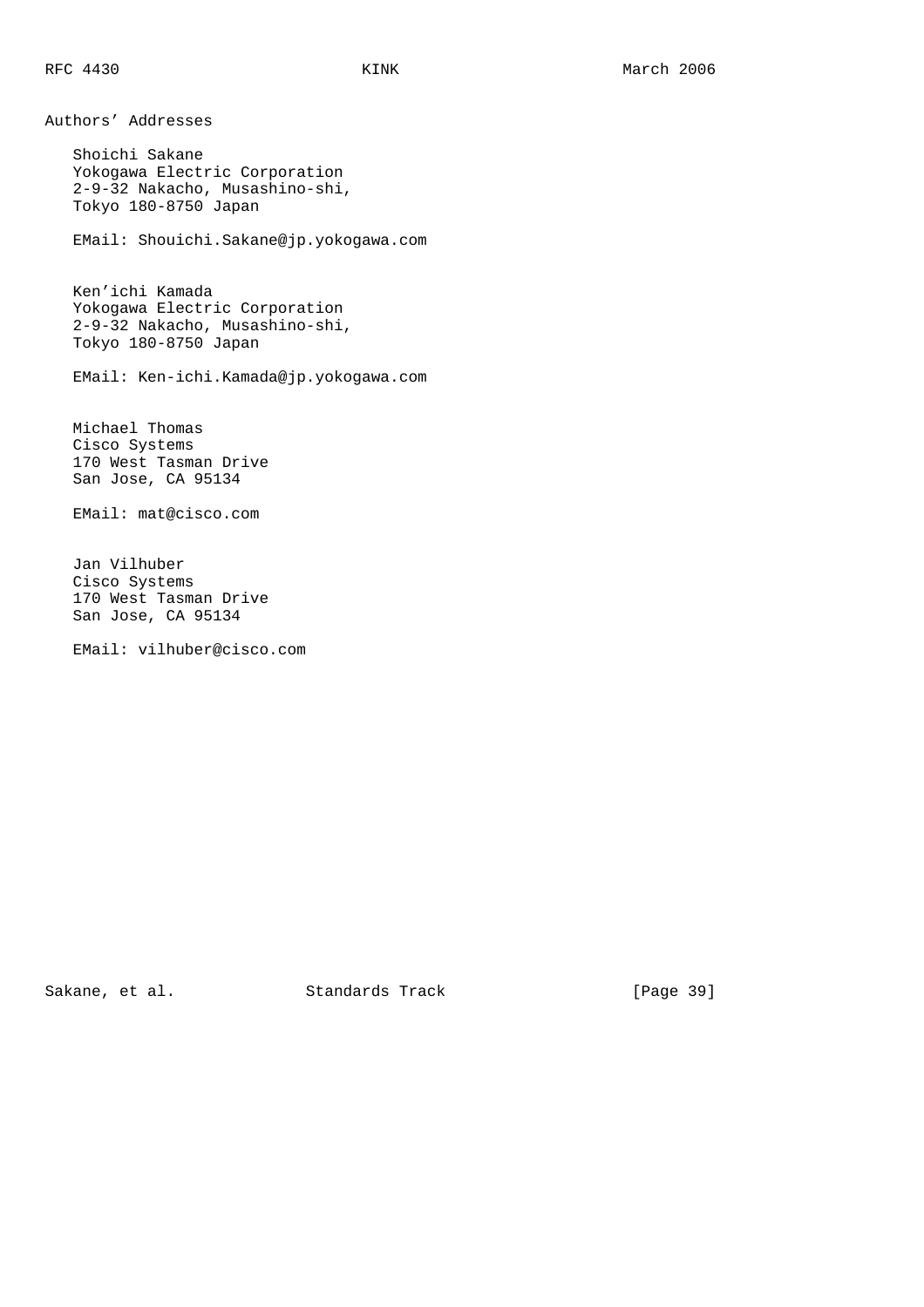## Authors' Addresses

Shoichi Sakane
Yokogawa Electric Corporation
2-9-32 Nakacho, Musashino-shi,
Tokyo 180-8750 Japan

EMail: Shouichi.Sakane@jp.yokogawa.com

Ken'ichi Kamada
Yokogawa Electric Corporation
2-9-32 Nakacho, Musashino-shi,
Tokyo 180-8750 Japan

EMail: Ken-ichi.Kamada@jp.yokogawa.com

Michael Thomas
Cisco Systems
170 West Tasman Drive
San Jose, CA 95134

EMail: mat@cisco.com

Jan Vilhuber
Cisco Systems
170 West Tasman Drive
San Jose, CA 95134

EMail: vilhuber@cisco.com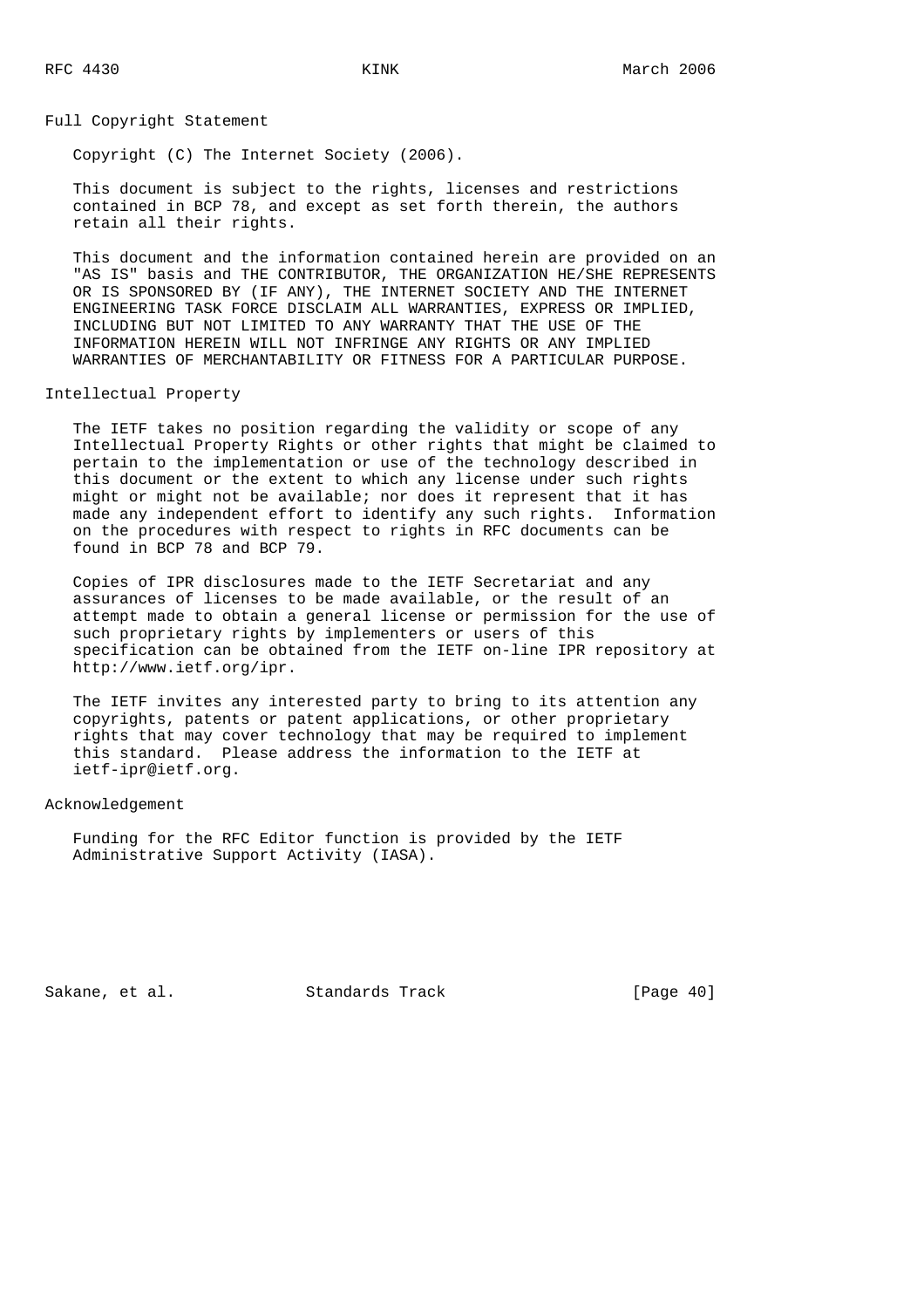## Full Copyright Statement

Copyright (C) The Internet Society (2006).

This document is subject to the rights, licenses and restrictions contained in BCP 78, and except as set forth therein, the authors retain all their rights.

This document and the information contained herein are provided on an "AS IS" basis and THE CONTRIBUTOR, THE ORGANIZATION HE/SHE REPRESENTS OR IS SPONSORED BY (IF ANY), THE INTERNET SOCIETY AND THE INTERNET ENGINEERING TASK FORCE DISCLAIM ALL WARRANTIES, EXPRESS OR IMPLIED, INCLUDING BUT NOT LIMITED TO ANY WARRANTY THAT THE USE OF THE INFORMATION HEREIN WILL NOT INFRINGE ANY RIGHTS OR ANY IMPLIED WARRANTIES OF MERCHANTABILITY OR FITNESS FOR A PARTICULAR PURPOSE.

## Intellectual Property

The IETF takes no position regarding the validity or scope of any Intellectual Property Rights or other rights that might be claimed to pertain to the implementation or use of the technology described in this document or the extent to which any license under such rights might or might not be available; nor does it represent that it has made any independent effort to identify any such rights. Information on the procedures with respect to rights in RFC documents can be found in BCP 78 and BCP 79.

Copies of IPR disclosures made to the IETF Secretariat and any assurances of licenses to be made available, or the result of an attempt made to obtain a general license or permission for the use of such proprietary rights by implementers or users of this specification can be obtained from the IETF on-line IPR repository at http://www.ietf.org/ipr.

The IETF invites any interested party to bring to its attention any copyrights, patents or patent applications, or other proprietary rights that may cover technology that may be required to implement this standard. Please address the information to the IETF at ietf-ipr@ietf.org.

## Acknowledgement

Funding for the RFC Editor function is provided by the IETF Administrative Support Activity (IASA).